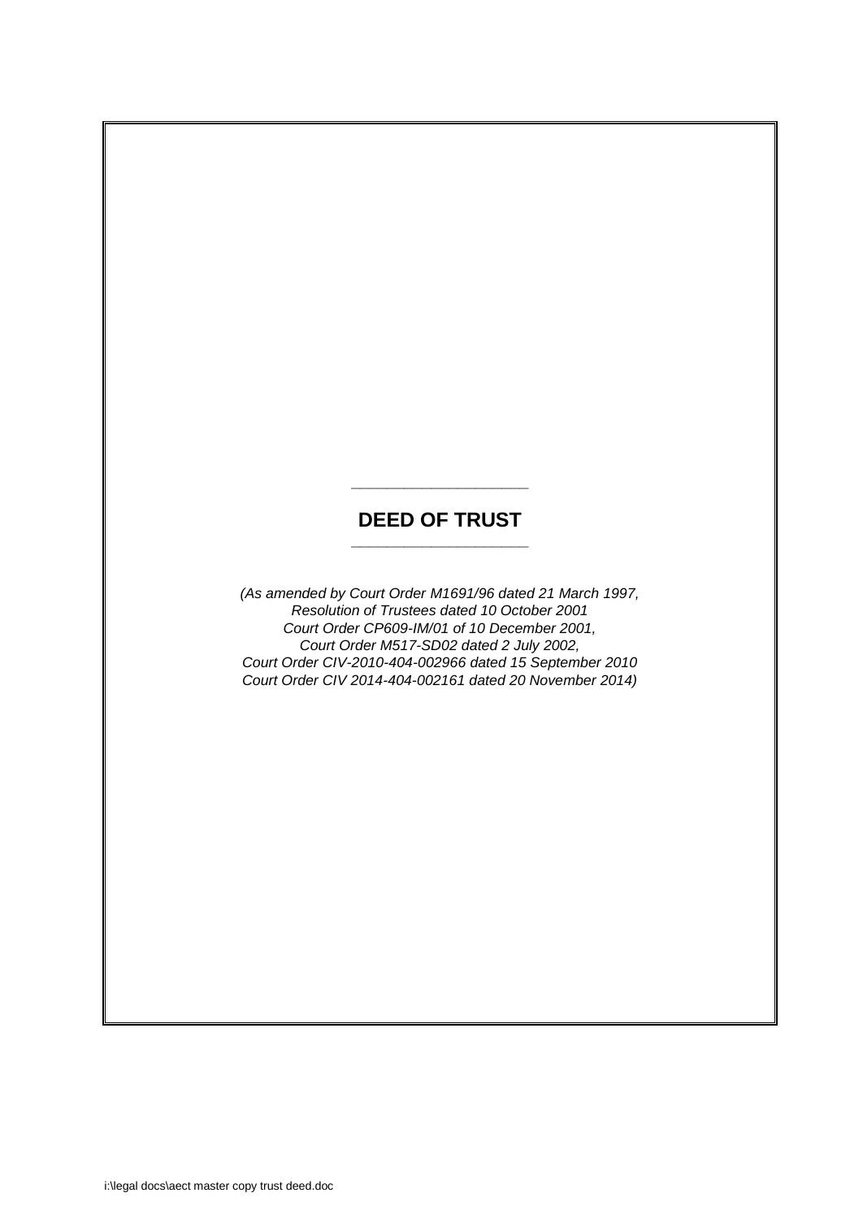# DEED OF TRUST

*(As amended by Court Order M1691/96 dated 21 March 1997,
Resolution of Trustees dated 10 October 2001
Court Order CP609-IM/01 of 10 December 2001,
Court Order M517-SD02 dated 2 July 2002,
Court Order CIV-2010-404-002966 dated 15 September 2010
Court Order CIV 2014-404-002161 dated 20 November 2014)*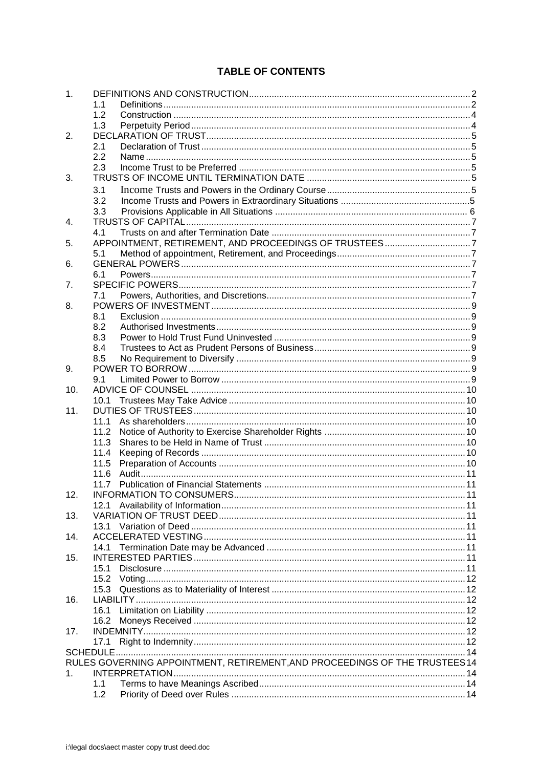## TABLE OF CONTENTS

| | | | |
|---|---|---|---|
| 1. | DEFINITIONS AND CONSTRUCTION | | 2 |
| | 1.1 | Definitions | 2 |
| | 1.2 | Construction | 4 |
| | 1.3 | Perpetuity Period | 4 |
| 2. | DECLARATION OF TRUST | | 5 |
| | 2.1 | Declaration of Trust | 5 |
| | 2.2 | Name | 5 |
| | 2.3 | Income Trust to be Preferred | 5 |
| 3. | TRUSTS OF INCOME UNTIL TERMINATION DATE | | 5 |
| | 3.1 | Income Trusts and Powers in the Ordinary Course | 5 |
| | 3.2 | Income Trusts and Powers in Extraordinary Situations | 5 |
| | 3.3 | Provisions Applicable in All Situations | 6 |
| 4. | TRUSTS OF CAPITAL | | 7 |
| | 4.1 | Trusts on and after Termination Date | 7 |
| 5. | APPOINTMENT, RETIREMENT, AND PROCEEDINGS OF TRUSTEES | | 7 |
| | 5.1 | Method of appointment, Retirement, and Proceedings | 7 |
| 6. | GENERAL POWERS | | 7 |
| | 6.1 | Powers | 7 |
| 7. | SPECIFIC POWERS | | 7 |
| | 7.1 | Powers, Authorities, and Discretions | 7 |
| 8. | POWERS OF INVESTMENT | | 9 |
| | 8.1 | Exclusion | 9 |
| | 8.2 | Authorised Investments | 9 |
| | 8.3 | Power to Hold Trust Fund Uninvested | 9 |
| | 8.4 | Trustees to Act as Prudent Persons of Business | 9 |
| | 8.5 | No Requirement to Diversify | 9 |
| 9. | POWER TO BORROW | | 9 |
| | 9.1 | Limited Power to Borrow | 9 |
| 10. | ADVICE OF COUNSEL | | 10 |
| | 10.1 | Trustees May Take Advice | 10 |
| 11. | DUTIES OF TRUSTEES | | 10 |
| | 11.1 | As shareholders | 10 |
| | 11.2 | Notice of Authority to Exercise Shareholder Rights | 10 |
| | 11.3 | Shares to be Held in Name of Trust | 10 |
| | 11.4 | Keeping of Records | 10 |
| | 11.5 | Preparation of Accounts | 10 |
| | 11.6 | Audit | 11 |
| | 11.7 | Publication of Financial Statements | 11 |
| 12. | INFORMATION TO CONSUMERS | | 11 |
| | 12.1 | Availability of Information | 11 |
| 13. | VARIATION OF TRUST DEED | | 11 |
| | 13.1 | Variation of Deed | 11 |
| 14. | ACCELERATED VESTING | | 11 |
| | 14.1 | Termination Date may be Advanced | 11 |
| 15. | INTERESTED PARTIES | | 11 |
| | 15.1 | Disclosure | 11 |
| | 15.2 | Voting | 12 |
| | 15.3 | Questions as to Materiality of Interest | 12 |
| 16. | LIABILITY | | 12 |
| | 16.1 | Limitation on Liability | 12 |
| | 16.2 | Moneys Received | 12 |
| 17. | INDEMNITY | | 12 |
| | 17.1 | Right to Indemnity | 12 |
| SCHEDULE | | | 14 |
| RULES GOVERNING APPOINTMENT, RETIREMENT, AND PROCEEDINGS OF THE TRUSTEES | | | 14 |
| 1. | INTERPRETATION | | 14 |
| | 1.1 | Terms to have Meanings Ascribed | 14 |
| | 1.2 | Priority of Deed over Rules | 14 |

i:\legal docs\aect master copy trust deed.doc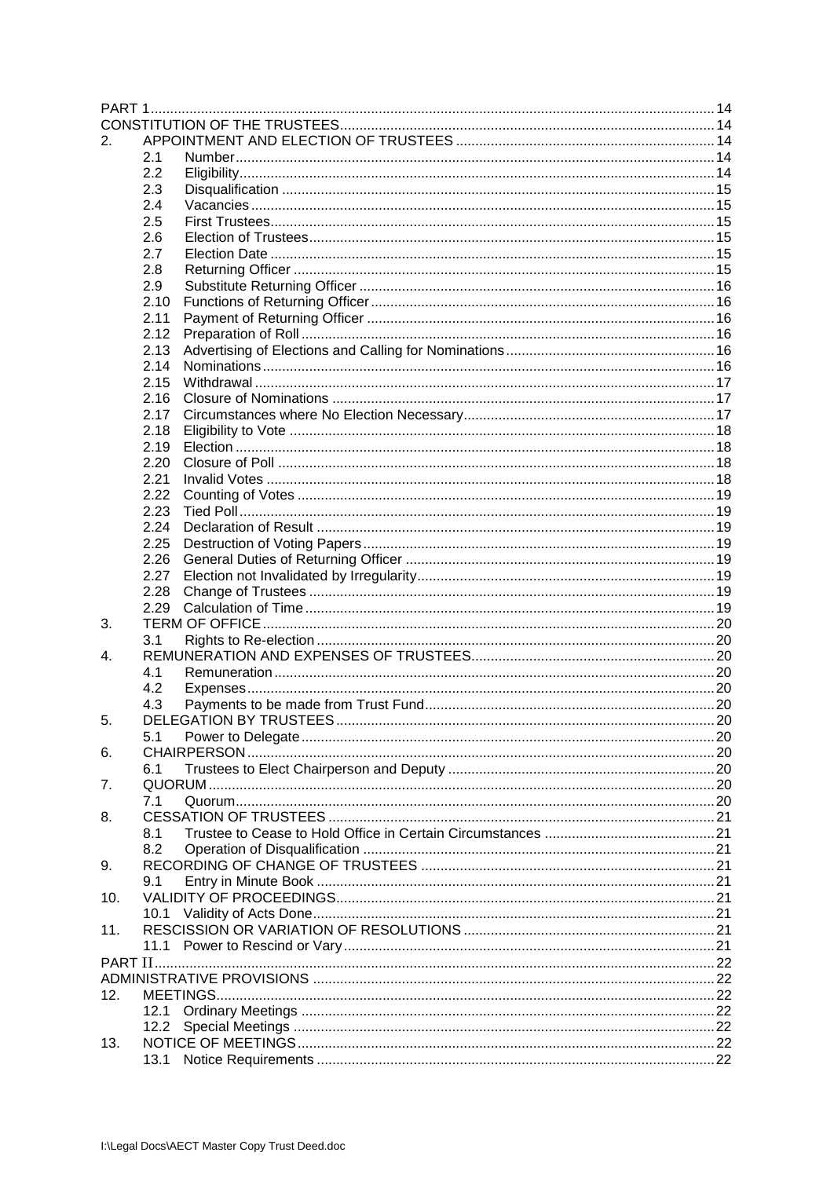PART 1 ........ 14
CONSTITUTION OF THE TRUSTEES ........ 14

2. APPOINTMENT AND ELECTION OF TRUSTEES ........ 14
   - 2.1 Number ........ 14
   - 2.2 Eligibility ........ 14
   - 2.3 Disqualification ........ 15
   - 2.4 Vacancies ........ 15
   - 2.5 First Trustees ........ 15
   - 2.6 Election of Trustees ........ 15
   - 2.7 Election Date ........ 15
   - 2.8 Returning Officer ........ 15
   - 2.9 Substitute Returning Officer ........ 16
   - 2.10 Functions of Returning Officer ........ 16
   - 2.11 Payment of Returning Officer ........ 16
   - 2.12 Preparation of Roll ........ 16
   - 2.13 Advertising of Elections and Calling for Nominations ........ 16
   - 2.14 Nominations ........ 16
   - 2.15 Withdrawal ........ 17
   - 2.16 Closure of Nominations ........ 17
   - 2.17 Circumstances where No Election Necessary ........ 17
   - 2.18 Eligibility to Vote ........ 18
   - 2.19 Election ........ 18
   - 2.20 Closure of Poll ........ 18
   - 2.21 Invalid Votes ........ 18
   - 2.22 Counting of Votes ........ 19
   - 2.23 Tied Poll ........ 19
   - 2.24 Declaration of Result ........ 19
   - 2.25 Destruction of Voting Papers ........ 19
   - 2.26 General Duties of Returning Officer ........ 19
   - 2.27 Election not Invalidated by Irregularity ........ 19
   - 2.28 Change of Trustees ........ 19
   - 2.29 Calculation of Time ........ 19
3. TERM OF OFFICE ........ 20
   - 3.1 Rights to Re-election ........ 20
4. REMUNERATION AND EXPENSES OF TRUSTEES ........ 20
   - 4.1 Remuneration ........ 20
   - 4.2 Expenses ........ 20
   - 4.3 Payments to be made from Trust Fund ........ 20
5. DELEGATION BY TRUSTEES ........ 20
   - 5.1 Power to Delegate ........ 20
6. CHAIRPERSON ........ 20
   - 6.1 Trustees to Elect Chairperson and Deputy ........ 20
7. QUORUM ........ 20
   - 7.1 Quorum ........ 20
8. CESSATION OF TRUSTEES ........ 21
   - 8.1 Trustee to Cease to Hold Office in Certain Circumstances ........ 21
   - 8.2 Operation of Disqualification ........ 21
9. RECORDING OF CHANGE OF TRUSTEES ........ 21
   - 9.1 Entry in Minute Book ........ 21
10. VALIDITY OF PROCEEDINGS ........ 21
    - 10.1 Validity of Acts Done ........ 21
11. RESCISSION OR VARIATION OF RESOLUTIONS ........ 21
    - 11.1 Power to Rescind or Vary ........ 21

PART II ........ 22
ADMINISTRATIVE PROVISIONS ........ 22

12. MEETINGS ........ 22
    - 12.1 Ordinary Meetings ........ 22
    - 12.2 Special Meetings ........ 22
13. NOTICE OF MEETINGS ........ 22
    - 13.1 Notice Requirements ........ 22

I:\Legal Docs\AECT Master Copy Trust Deed.doc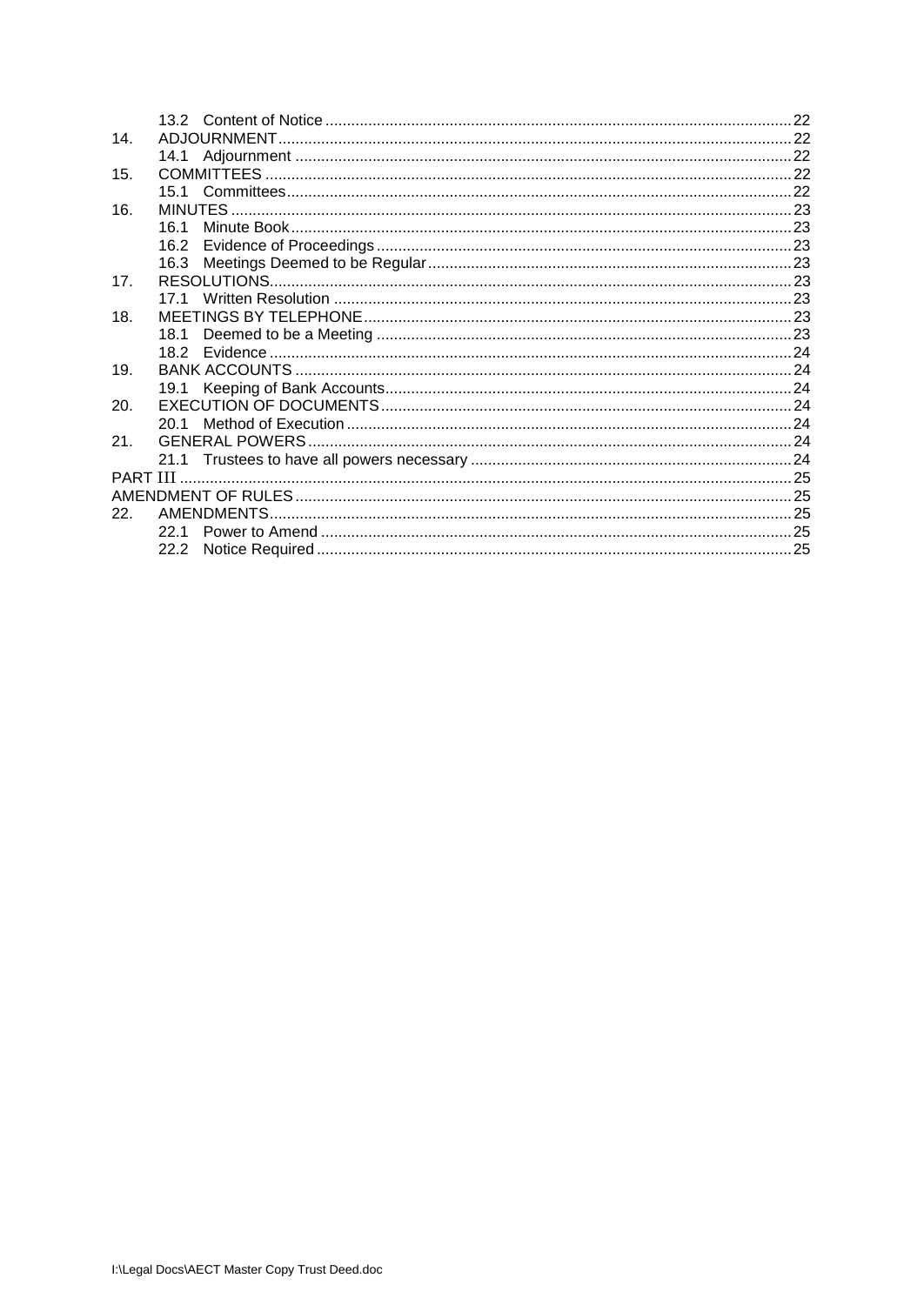| | | |
|---|---|---|
| | 13.2 Content of Notice | 22 |
| 14. | ADJOURNMENT | 22 |
| | 14.1 Adjournment | 22 |
| 15. | COMMITTEES | 22 |
| | 15.1 Committees | 22 |
| 16. | MINUTES | 23 |
| | 16.1 Minute Book | 23 |
| | 16.2 Evidence of Proceedings | 23 |
| | 16.3 Meetings Deemed to be Regular | 23 |
| 17. | RESOLUTIONS | 23 |
| | 17.1 Written Resolution | 23 |
| 18. | MEETINGS BY TELEPHONE | 23 |
| | 18.1 Deemed to be a Meeting | 23 |
| | 18.2 Evidence | 24 |
| 19. | BANK ACCOUNTS | 24 |
| | 19.1 Keeping of Bank Accounts | 24 |
| 20. | EXECUTION OF DOCUMENTS | 24 |
| | 20.1 Method of Execution | 24 |
| 21. | GENERAL POWERS | 24 |
| | 21.1 Trustees to have all powers necessary | 24 |
| PART III | | 25 |
| AMENDMENT OF RULES | | 25 |
| 22. | AMENDMENTS | 25 |
| | 22.1 Power to Amend | 25 |
| | 22.2 Notice Required | 25 |

I:\Legal Docs\AECT Master Copy Trust Deed.doc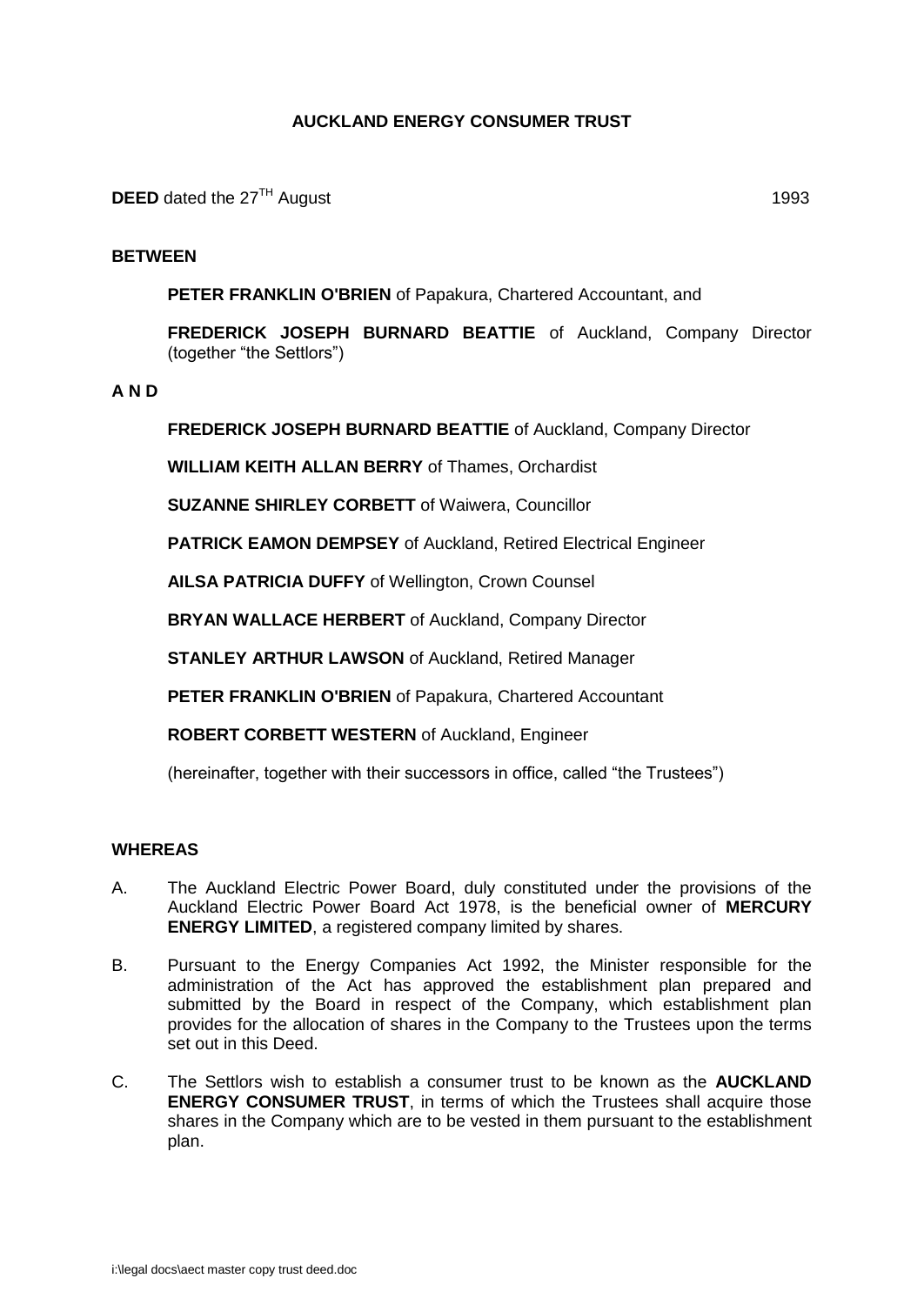# AUCKLAND ENERGY CONSUMER TRUST

**DEED** dated the 27TH August 1993

**BETWEEN**

**PETER FRANKLIN O'BRIEN** of Papakura, Chartered Accountant, and

**FREDERICK JOSEPH BURNARD BEATTIE** of Auckland, Company Director (together "the Settlors")

**A N D**

**FREDERICK JOSEPH BURNARD BEATTIE** of Auckland, Company Director

**WILLIAM KEITH ALLAN BERRY** of Thames, Orchardist

**SUZANNE SHIRLEY CORBETT** of Waiwera, Councillor

**PATRICK EAMON DEMPSEY** of Auckland, Retired Electrical Engineer

**AILSA PATRICIA DUFFY** of Wellington, Crown Counsel

**BRYAN WALLACE HERBERT** of Auckland, Company Director

**STANLEY ARTHUR LAWSON** of Auckland, Retired Manager

**PETER FRANKLIN O'BRIEN** of Papakura, Chartered Accountant

**ROBERT CORBETT WESTERN** of Auckland, Engineer

(hereinafter, together with their successors in office, called "the Trustees")

**WHEREAS**

A. The Auckland Electric Power Board, duly constituted under the provisions of the Auckland Electric Power Board Act 1978, is the beneficial owner of **MERCURY ENERGY LIMITED**, a registered company limited by shares.

B. Pursuant to the Energy Companies Act 1992, the Minister responsible for the administration of the Act has approved the establishment plan prepared and submitted by the Board in respect of the Company, which establishment plan provides for the allocation of shares in the Company to the Trustees upon the terms set out in this Deed.

C. The Settlors wish to establish a consumer trust to be known as the **AUCKLAND ENERGY CONSUMER TRUST**, in terms of which the Trustees shall acquire those shares in the Company which are to be vested in them pursuant to the establishment plan.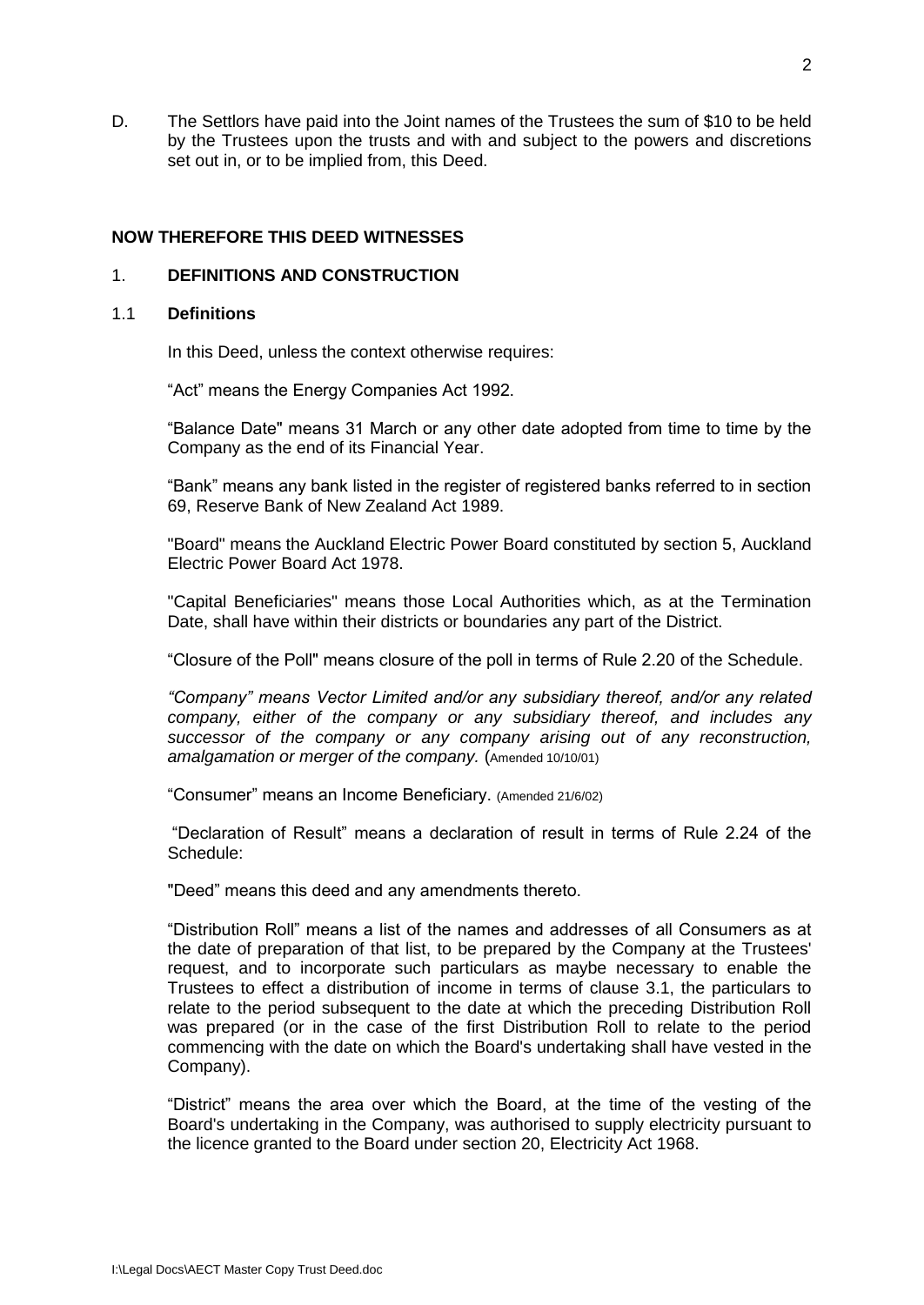D. The Settlors have paid into the Joint names of the Trustees the sum of $10 to be held by the Trustees upon the trusts and with and subject to the powers and discretions set out in, or to be implied from, this Deed.

**NOW THEREFORE THIS DEED WITNESSES**

## 1. DEFINITIONS AND CONSTRUCTION

### 1.1 Definitions

In this Deed, unless the context otherwise requires:

"Act" means the Energy Companies Act 1992.

"Balance Date" means 31 March or any other date adopted from time to time by the Company as the end of its Financial Year.

"Bank" means any bank listed in the register of registered banks referred to in section 69, Reserve Bank of New Zealand Act 1989.

"Board" means the Auckland Electric Power Board constituted by section 5, Auckland Electric Power Board Act 1978.

"Capital Beneficiaries" means those Local Authorities which, as at the Termination Date, shall have within their districts or boundaries any part of the District.

"Closure of the Poll" means closure of the poll in terms of Rule 2.20 of the Schedule.

*"Company" means Vector Limited and/or any subsidiary thereof, and/or any related company, either of the company or any subsidiary thereof, and includes any successor of the company or any company arising out of any reconstruction, amalgamation or merger of the company.* (Amended 10/10/01)

"Consumer" means an Income Beneficiary. (Amended 21/6/02)

"Declaration of Result" means a declaration of result in terms of Rule 2.24 of the Schedule:

"Deed" means this deed and any amendments thereto.

"Distribution Roll" means a list of the names and addresses of all Consumers as at the date of preparation of that list, to be prepared by the Company at the Trustees' request, and to incorporate such particulars as maybe necessary to enable the Trustees to effect a distribution of income in terms of clause 3.1, the particulars to relate to the period subsequent to the date at which the preceding Distribution Roll was prepared (or in the case of the first Distribution Roll to relate to the period commencing with the date on which the Board's undertaking shall have vested in the Company).

"District" means the area over which the Board, at the time of the vesting of the Board's undertaking in the Company, was authorised to supply electricity pursuant to the licence granted to the Board under section 20, Electricity Act 1968.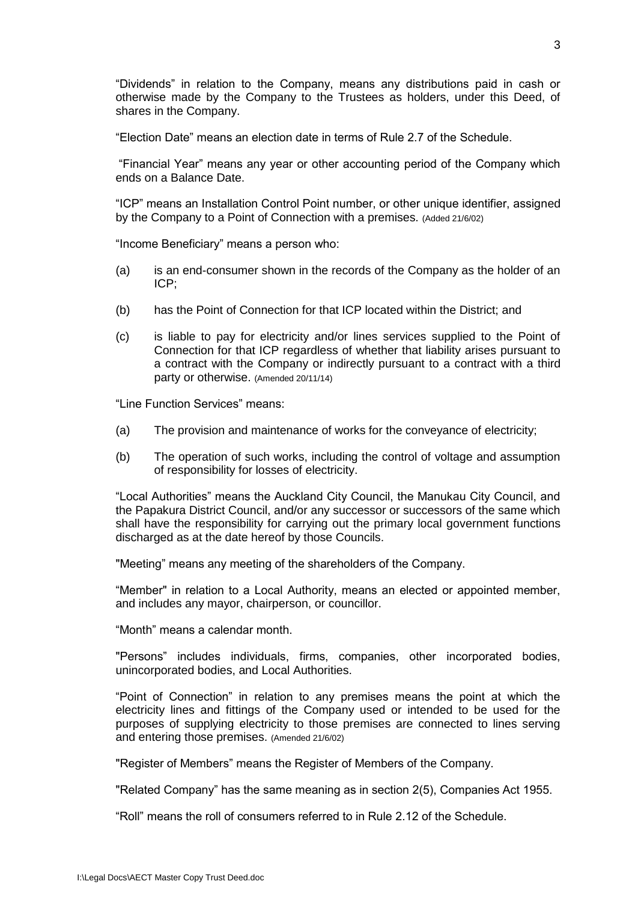"Dividends" in relation to the Company, means any distributions paid in cash or otherwise made by the Company to the Trustees as holders, under this Deed, of shares in the Company.

"Election Date" means an election date in terms of Rule 2.7 of the Schedule.

"Financial Year" means any year or other accounting period of the Company which ends on a Balance Date.

"ICP" means an Installation Control Point number, or other unique identifier, assigned by the Company to a Point of Connection with a premises. (Added 21/6/02)

"Income Beneficiary" means a person who:

(a) is an end-consumer shown in the records of the Company as the holder of an ICP;

(b) has the Point of Connection for that ICP located within the District; and

(c) is liable to pay for electricity and/or lines services supplied to the Point of Connection for that ICP regardless of whether that liability arises pursuant to a contract with the Company or indirectly pursuant to a contract with a third party or otherwise. (Amended 20/11/14)

"Line Function Services" means:

(a) The provision and maintenance of works for the conveyance of electricity;

(b) The operation of such works, including the control of voltage and assumption of responsibility for losses of electricity.

"Local Authorities" means the Auckland City Council, the Manukau City Council, and the Papakura District Council, and/or any successor or successors of the same which shall have the responsibility for carrying out the primary local government functions discharged as at the date hereof by those Councils.

"Meeting" means any meeting of the shareholders of the Company.

"Member" in relation to a Local Authority, means an elected or appointed member, and includes any mayor, chairperson, or councillor.

"Month" means a calendar month.

"Persons" includes individuals, firms, companies, other incorporated bodies, unincorporated bodies, and Local Authorities.

"Point of Connection" in relation to any premises means the point at which the electricity lines and fittings of the Company used or intended to be used for the purposes of supplying electricity to those premises are connected to lines serving and entering those premises. (Amended 21/6/02)

"Register of Members" means the Register of Members of the Company.

"Related Company" has the same meaning as in section 2(5), Companies Act 1955.

"Roll" means the roll of consumers referred to in Rule 2.12 of the Schedule.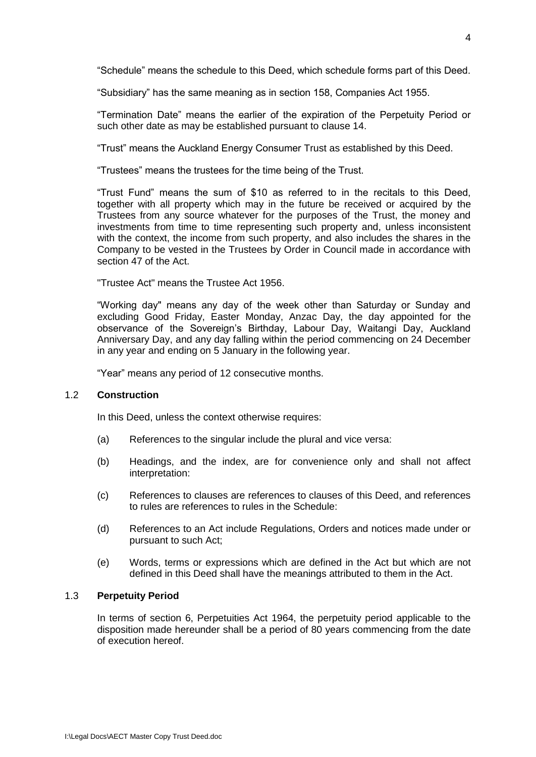“Schedule” means the schedule to this Deed, which schedule forms part of this Deed.

“Subsidiary” has the same meaning as in section 158, Companies Act 1955.

“Termination Date” means the earlier of the expiration of the Perpetuity Period or such other date as may be established pursuant to clause 14.

“Trust” means the Auckland Energy Consumer Trust as established by this Deed.

“Trustees” means the trustees for the time being of the Trust.

“Trust Fund” means the sum of $10 as referred to in the recitals to this Deed, together with all property which may in the future be received or acquired by the Trustees from any source whatever for the purposes of the Trust, the money and investments from time to time representing such property and, unless inconsistent with the context, the income from such property, and also includes the shares in the Company to be vested in the Trustees by Order in Council made in accordance with section 47 of the Act.

"Trustee Act" means the Trustee Act 1956.

“Working day" means any day of the week other than Saturday or Sunday and excluding Good Friday, Easter Monday, Anzac Day, the day appointed for the observance of the Sovereign’s Birthday, Labour Day, Waitangi Day, Auckland Anniversary Day, and any day falling within the period commencing on 24 December in any year and ending on 5 January in the following year.

“Year” means any period of 12 consecutive months.

## 1.2 **Construction**

In this Deed, unless the context otherwise requires:

(a) References to the singular include the plural and vice versa:

(b) Headings, and the index, are for convenience only and shall not affect interpretation:

(c) References to clauses are references to clauses of this Deed, and references to rules are references to rules in the Schedule:

(d) References to an Act include Regulations, Orders and notices made under or pursuant to such Act;

(e) Words, terms or expressions which are defined in the Act but which are not defined in this Deed shall have the meanings attributed to them in the Act.

## 1.3 **Perpetuity Period**

In terms of section 6, Perpetuities Act 1964, the perpetuity period applicable to the disposition made hereunder shall be a period of 80 years commencing from the date of execution hereof.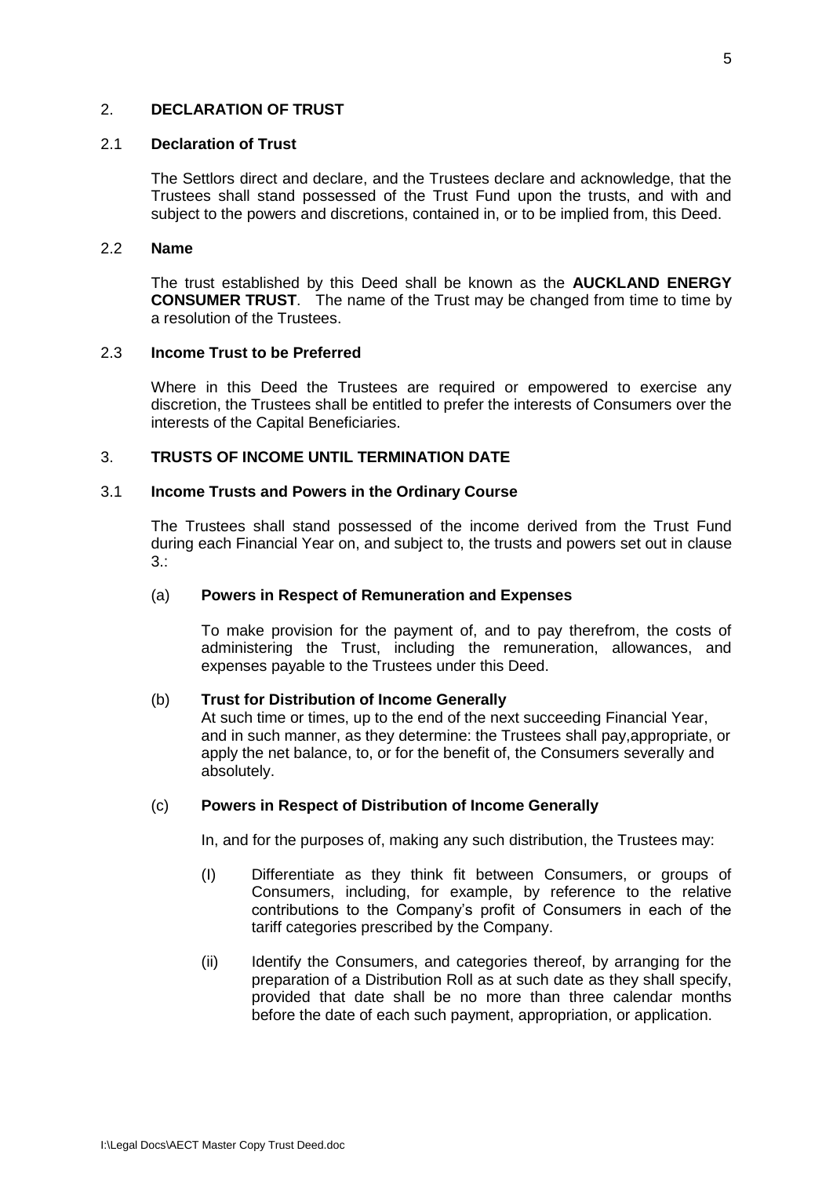## 2. **DECLARATION OF TRUST**

### 2.1 **Declaration of Trust**

The Settlors direct and declare, and the Trustees declare and acknowledge, that the Trustees shall stand possessed of the Trust Fund upon the trusts, and with and subject to the powers and discretions, contained in, or to be implied from, this Deed.

### 2.2 **Name**

The trust established by this Deed shall be known as the **AUCKLAND ENERGY CONSUMER TRUST**. The name of the Trust may be changed from time to time by a resolution of the Trustees.

### 2.3 **Income Trust to be Preferred**

Where in this Deed the Trustees are required or empowered to exercise any discretion, the Trustees shall be entitled to prefer the interests of Consumers over the interests of the Capital Beneficiaries.

## 3. **TRUSTS OF INCOME UNTIL TERMINATION DATE**

### 3.1 **Income Trusts and Powers in the Ordinary Course**

The Trustees shall stand possessed of the income derived from the Trust Fund during each Financial Year on, and subject to, the trusts and powers set out in clause 3.:

(a) **Powers in Respect of Remuneration and Expenses**

To make provision for the payment of, and to pay therefrom, the costs of administering the Trust, including the remuneration, allowances, and expenses payable to the Trustees under this Deed.

(b) **Trust for Distribution of Income Generally**

At such time or times, up to the end of the next succeeding Financial Year, and in such manner, as they determine: the Trustees shall pay,appropriate, or apply the net balance, to, or for the benefit of, the Consumers severally and absolutely.

(c) **Powers in Respect of Distribution of Income Generally**

In, and for the purposes of, making any such distribution, the Trustees may:

(I) Differentiate as they think fit between Consumers, or groups of Consumers, including, for example, by reference to the relative contributions to the Company's profit of Consumers in each of the tariff categories prescribed by the Company.

(ii) Identify the Consumers, and categories thereof, by arranging for the preparation of a Distribution Roll as at such date as they shall specify, provided that date shall be no more than three calendar months before the date of each such payment, appropriation, or application.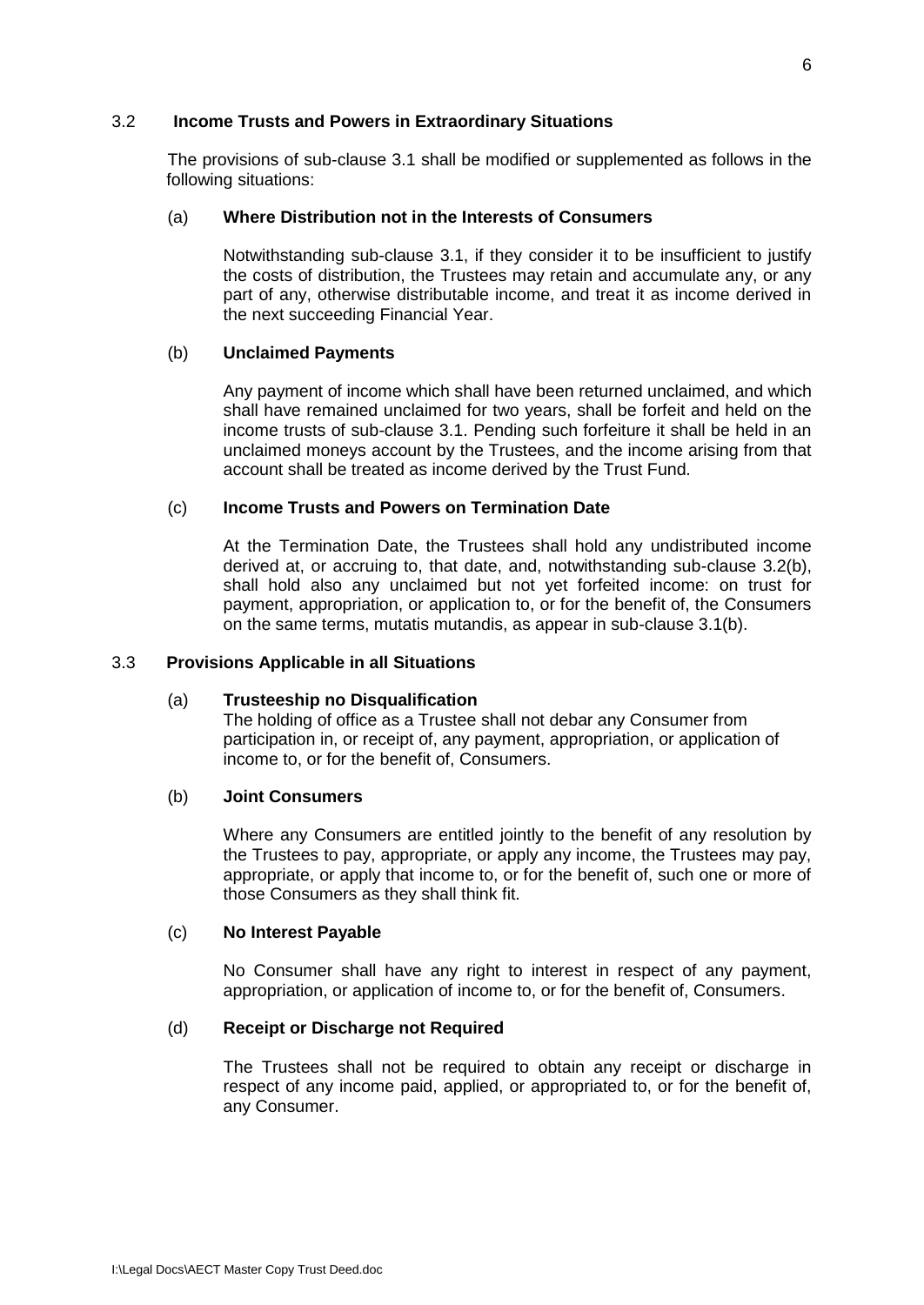### 3.2 Income Trusts and Powers in Extraordinary Situations

The provisions of sub-clause 3.1 shall be modified or supplemented as follows in the following situations:

#### (a) Where Distribution not in the Interests of Consumers

Notwithstanding sub-clause 3.1, if they consider it to be insufficient to justify the costs of distribution, the Trustees may retain and accumulate any, or any part of any, otherwise distributable income, and treat it as income derived in the next succeeding Financial Year.

#### (b) Unclaimed Payments

Any payment of income which shall have been returned unclaimed, and which shall have remained unclaimed for two years, shall be forfeit and held on the income trusts of sub-clause 3.1. Pending such forfeiture it shall be held in an unclaimed moneys account by the Trustees, and the income arising from that account shall be treated as income derived by the Trust Fund.

#### (c) Income Trusts and Powers on Termination Date

At the Termination Date, the Trustees shall hold any undistributed income derived at, or accruing to, that date, and, notwithstanding sub-clause 3.2(b), shall hold also any unclaimed but not yet forfeited income: on trust for payment, appropriation, or application to, or for the benefit of, the Consumers on the same terms, mutatis mutandis, as appear in sub-clause 3.1(b).

### 3.3 Provisions Applicable in all Situations

#### (a) Trusteeship no Disqualification

The holding of office as a Trustee shall not debar any Consumer from participation in, or receipt of, any payment, appropriation, or application of income to, or for the benefit of, Consumers.

#### (b) Joint Consumers

Where any Consumers are entitled jointly to the benefit of any resolution by the Trustees to pay, appropriate, or apply any income, the Trustees may pay, appropriate, or apply that income to, or for the benefit of, such one or more of those Consumers as they shall think fit.

#### (c) No Interest Payable

No Consumer shall have any right to interest in respect of any payment, appropriation, or application of income to, or for the benefit of, Consumers.

#### (d) Receipt or Discharge not Required

The Trustees shall not be required to obtain any receipt or discharge in respect of any income paid, applied, or appropriated to, or for the benefit of, any Consumer.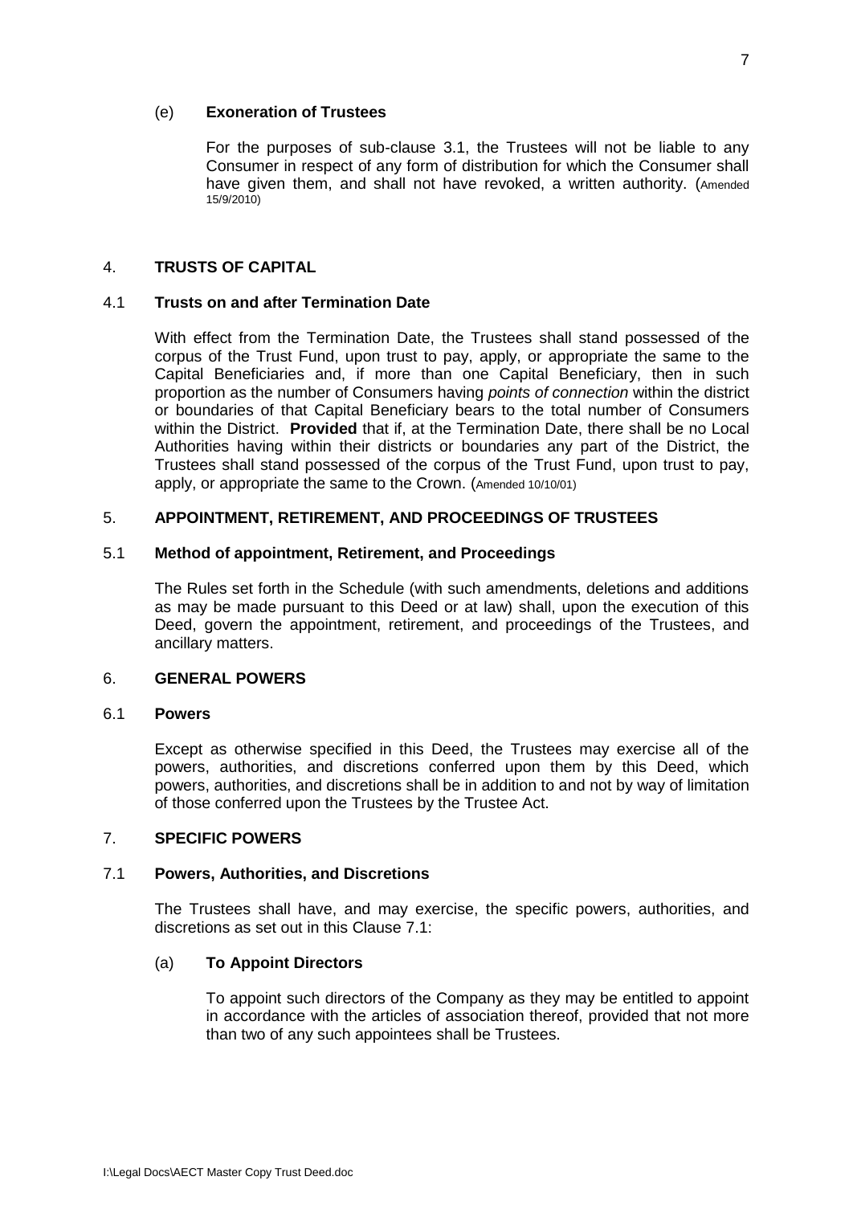(e) **Exoneration of Trustees**

For the purposes of sub-clause 3.1, the Trustees will not be liable to any Consumer in respect of any form of distribution for which the Consumer shall have given them, and shall not have revoked, a written authority. (Amended 15/9/2010)

## 4. TRUSTS OF CAPITAL

### 4.1 Trusts on and after Termination Date

With effect from the Termination Date, the Trustees shall stand possessed of the corpus of the Trust Fund, upon trust to pay, apply, or appropriate the same to the Capital Beneficiaries and, if more than one Capital Beneficiary, then in such proportion as the number of Consumers having *points of connection* within the district or boundaries of that Capital Beneficiary bears to the total number of Consumers within the District. **Provided** that if, at the Termination Date, there shall be no Local Authorities having within their districts or boundaries any part of the District, the Trustees shall stand possessed of the corpus of the Trust Fund, upon trust to pay, apply, or appropriate the same to the Crown. (Amended 10/10/01)

## 5. APPOINTMENT, RETIREMENT, AND PROCEEDINGS OF TRUSTEES

### 5.1 Method of appointment, Retirement, and Proceedings

The Rules set forth in the Schedule (with such amendments, deletions and additions as may be made pursuant to this Deed or at law) shall, upon the execution of this Deed, govern the appointment, retirement, and proceedings of the Trustees, and ancillary matters.

## 6. GENERAL POWERS

### 6.1 Powers

Except as otherwise specified in this Deed, the Trustees may exercise all of the powers, authorities, and discretions conferred upon them by this Deed, which powers, authorities, and discretions shall be in addition to and not by way of limitation of those conferred upon the Trustees by the Trustee Act.

## 7. SPECIFIC POWERS

### 7.1 Powers, Authorities, and Discretions

The Trustees shall have, and may exercise, the specific powers, authorities, and discretions as set out in this Clause 7.1:

(a) **To Appoint Directors**

To appoint such directors of the Company as they may be entitled to appoint in accordance with the articles of association thereof, provided that not more than two of any such appointees shall be Trustees.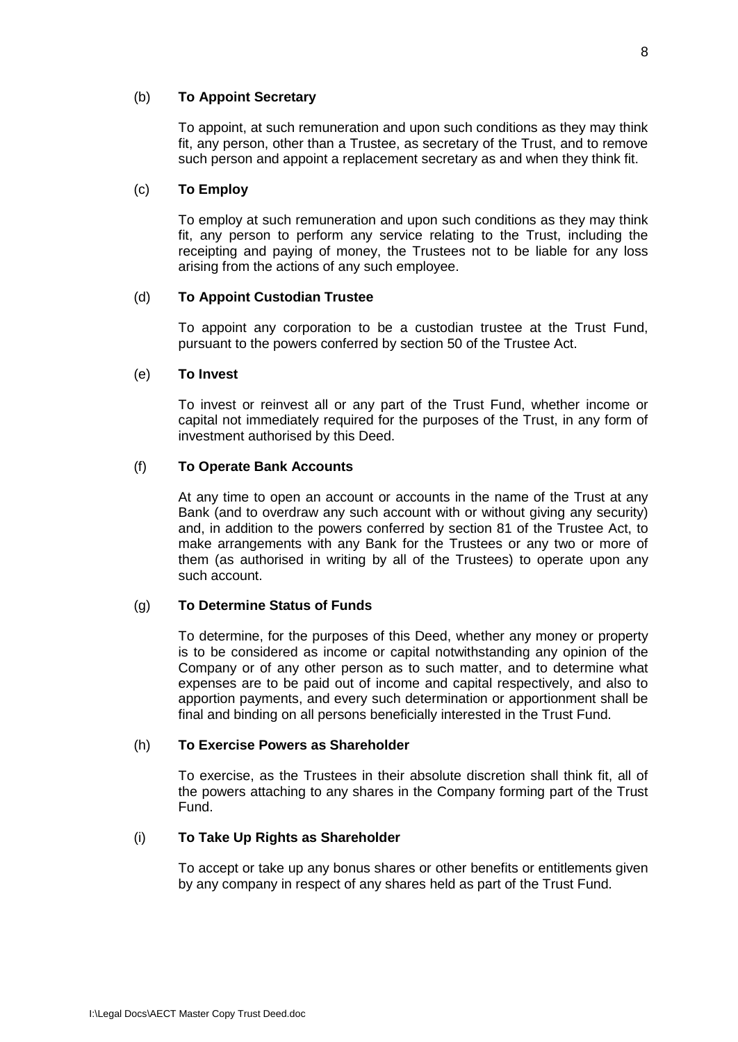(b) **To Appoint Secretary**

To appoint, at such remuneration and upon such conditions as they may think fit, any person, other than a Trustee, as secretary of the Trust, and to remove such person and appoint a replacement secretary as and when they think fit.

(c) **To Employ**

To employ at such remuneration and upon such conditions as they may think fit, any person to perform any service relating to the Trust, including the receipting and paying of money, the Trustees not to be liable for any loss arising from the actions of any such employee.

(d) **To Appoint Custodian Trustee**

To appoint any corporation to be a custodian trustee at the Trust Fund, pursuant to the powers conferred by section 50 of the Trustee Act.

(e) **To Invest**

To invest or reinvest all or any part of the Trust Fund, whether income or capital not immediately required for the purposes of the Trust, in any form of investment authorised by this Deed.

(f) **To Operate Bank Accounts**

At any time to open an account or accounts in the name of the Trust at any Bank (and to overdraw any such account with or without giving any security) and, in addition to the powers conferred by section 81 of the Trustee Act, to make arrangements with any Bank for the Trustees or any two or more of them (as authorised in writing by all of the Trustees) to operate upon any such account.

(g) **To Determine Status of Funds**

To determine, for the purposes of this Deed, whether any money or property is to be considered as income or capital notwithstanding any opinion of the Company or of any other person as to such matter, and to determine what expenses are to be paid out of income and capital respectively, and also to apportion payments, and every such determination or apportionment shall be final and binding on all persons beneficially interested in the Trust Fund.

(h) **To Exercise Powers as Shareholder**

To exercise, as the Trustees in their absolute discretion shall think fit, all of the powers attaching to any shares in the Company forming part of the Trust Fund.

(i) **To Take Up Rights as Shareholder**

To accept or take up any bonus shares or other benefits or entitlements given by any company in respect of any shares held as part of the Trust Fund.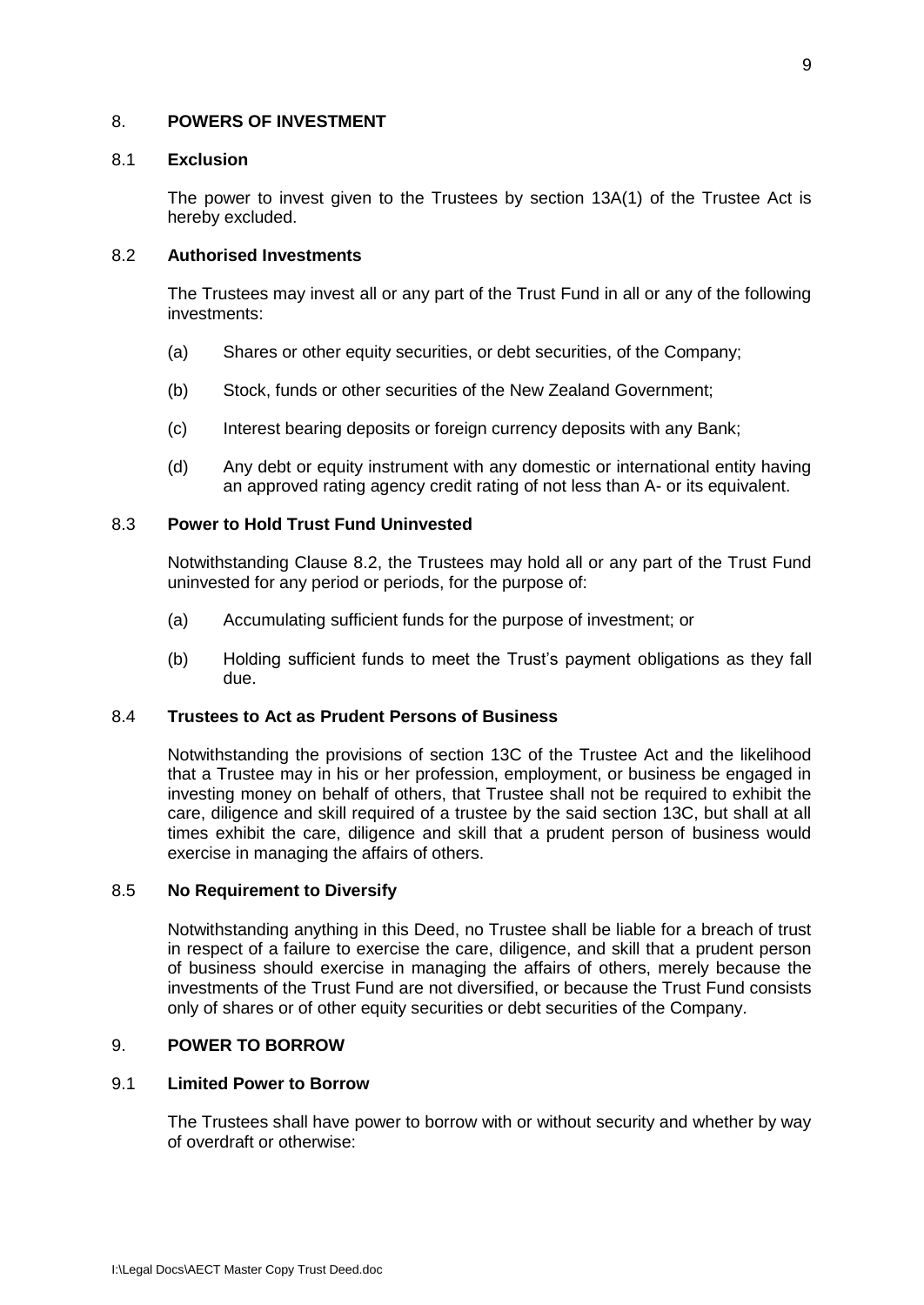## 8. POWERS OF INVESTMENT

### 8.1 Exclusion

The power to invest given to the Trustees by section 13A(1) of the Trustee Act is hereby excluded.

### 8.2 Authorised Investments

The Trustees may invest all or any part of the Trust Fund in all or any of the following investments:

(a) Shares or other equity securities, or debt securities, of the Company;

(b) Stock, funds or other securities of the New Zealand Government;

(c) Interest bearing deposits or foreign currency deposits with any Bank;

(d) Any debt or equity instrument with any domestic or international entity having an approved rating agency credit rating of not less than A- or its equivalent.

### 8.3 Power to Hold Trust Fund Uninvested

Notwithstanding Clause 8.2, the Trustees may hold all or any part of the Trust Fund uninvested for any period or periods, for the purpose of:

(a) Accumulating sufficient funds for the purpose of investment; or

(b) Holding sufficient funds to meet the Trust's payment obligations as they fall due.

### 8.4 Trustees to Act as Prudent Persons of Business

Notwithstanding the provisions of section 13C of the Trustee Act and the likelihood that a Trustee may in his or her profession, employment, or business be engaged in investing money on behalf of others, that Trustee shall not be required to exhibit the care, diligence and skill required of a trustee by the said section 13C, but shall at all times exhibit the care, diligence and skill that a prudent person of business would exercise in managing the affairs of others.

### 8.5 No Requirement to Diversify

Notwithstanding anything in this Deed, no Trustee shall be liable for a breach of trust in respect of a failure to exercise the care, diligence, and skill that a prudent person of business should exercise in managing the affairs of others, merely because the investments of the Trust Fund are not diversified, or because the Trust Fund consists only of shares or of other equity securities or debt securities of the Company.

## 9. POWER TO BORROW

### 9.1 Limited Power to Borrow

The Trustees shall have power to borrow with or without security and whether by way of overdraft or otherwise: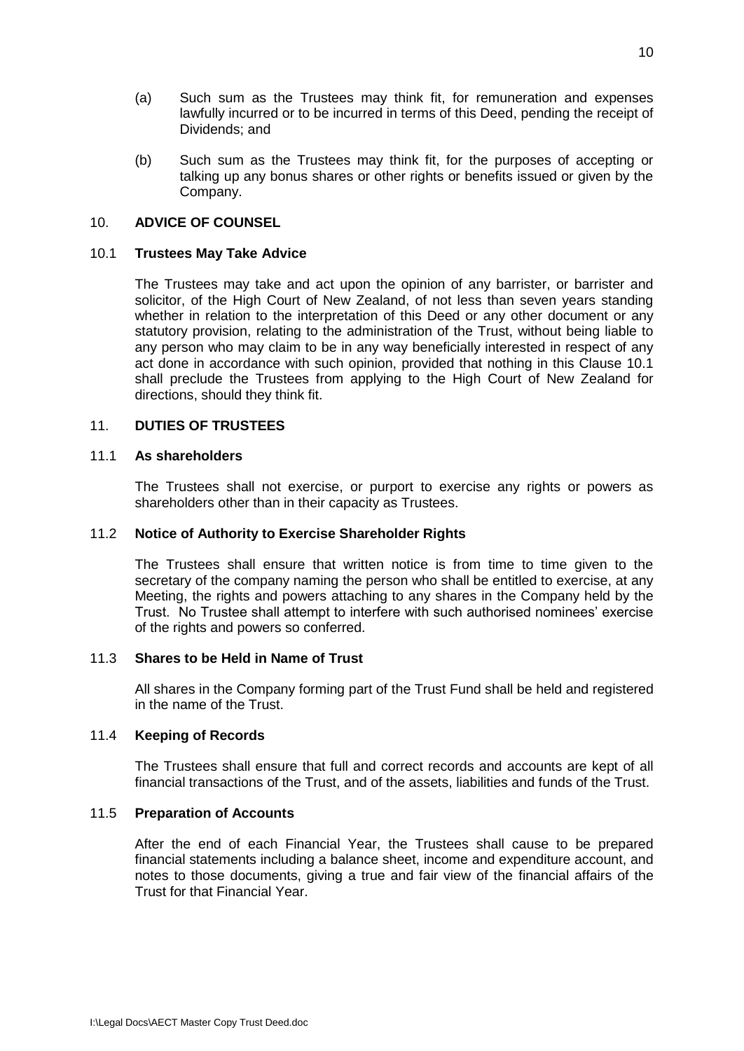(a) Such sum as the Trustees may think fit, for remuneration and expenses lawfully incurred or to be incurred in terms of this Deed, pending the receipt of Dividends; and

(b) Such sum as the Trustees may think fit, for the purposes of accepting or talking up any bonus shares or other rights or benefits issued or given by the Company.

## 10. ADVICE OF COUNSEL

### 10.1 Trustees May Take Advice

The Trustees may take and act upon the opinion of any barrister, or barrister and solicitor, of the High Court of New Zealand, of not less than seven years standing whether in relation to the interpretation of this Deed or any other document or any statutory provision, relating to the administration of the Trust, without being liable to any person who may claim to be in any way beneficially interested in respect of any act done in accordance with such opinion, provided that nothing in this Clause 10.1 shall preclude the Trustees from applying to the High Court of New Zealand for directions, should they think fit.

## 11. DUTIES OF TRUSTEES

### 11.1 As shareholders

The Trustees shall not exercise, or purport to exercise any rights or powers as shareholders other than in their capacity as Trustees.

### 11.2 Notice of Authority to Exercise Shareholder Rights

The Trustees shall ensure that written notice is from time to time given to the secretary of the company naming the person who shall be entitled to exercise, at any Meeting, the rights and powers attaching to any shares in the Company held by the Trust. No Trustee shall attempt to interfere with such authorised nominees' exercise of the rights and powers so conferred.

### 11.3 Shares to be Held in Name of Trust

All shares in the Company forming part of the Trust Fund shall be held and registered in the name of the Trust.

### 11.4 Keeping of Records

The Trustees shall ensure that full and correct records and accounts are kept of all financial transactions of the Trust, and of the assets, liabilities and funds of the Trust.

### 11.5 Preparation of Accounts

After the end of each Financial Year, the Trustees shall cause to be prepared financial statements including a balance sheet, income and expenditure account, and notes to those documents, giving a true and fair view of the financial affairs of the Trust for that Financial Year.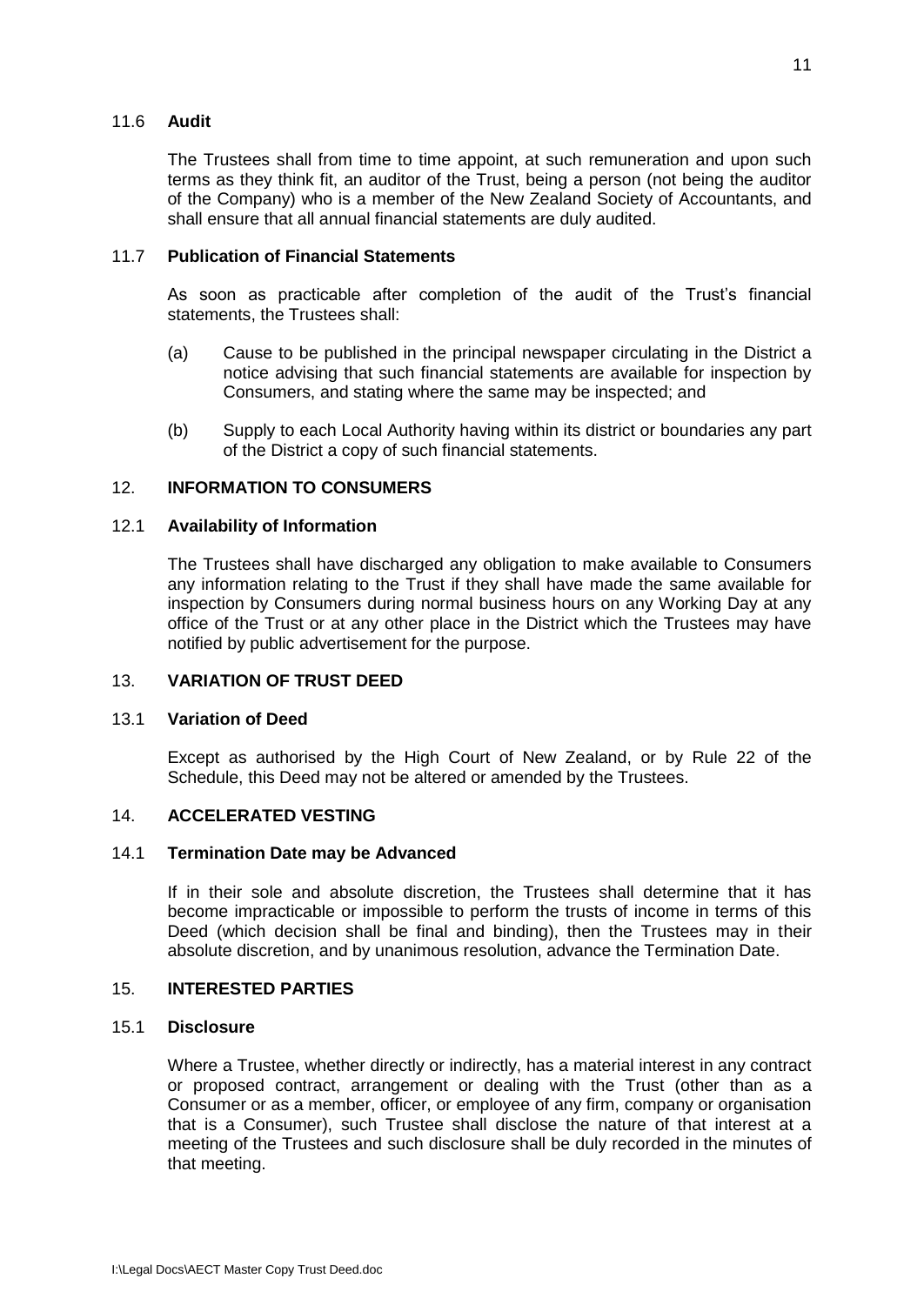### 11.6 **Audit**

The Trustees shall from time to time appoint, at such remuneration and upon such terms as they think fit, an auditor of the Trust, being a person (not being the auditor of the Company) who is a member of the New Zealand Society of Accountants, and shall ensure that all annual financial statements are duly audited.

### 11.7 **Publication of Financial Statements**

As soon as practicable after completion of the audit of the Trust's financial statements, the Trustees shall:

(a) Cause to be published in the principal newspaper circulating in the District a notice advising that such financial statements are available for inspection by Consumers, and stating where the same may be inspected; and

(b) Supply to each Local Authority having within its district or boundaries any part of the District a copy of such financial statements.

## 12. **INFORMATION TO CONSUMERS**

### 12.1 **Availability of Information**

The Trustees shall have discharged any obligation to make available to Consumers any information relating to the Trust if they shall have made the same available for inspection by Consumers during normal business hours on any Working Day at any office of the Trust or at any other place in the District which the Trustees may have notified by public advertisement for the purpose.

## 13. **VARIATION OF TRUST DEED**

### 13.1 **Variation of Deed**

Except as authorised by the High Court of New Zealand, or by Rule 22 of the Schedule, this Deed may not be altered or amended by the Trustees.

## 14. **ACCELERATED VESTING**

### 14.1 **Termination Date may be Advanced**

If in their sole and absolute discretion, the Trustees shall determine that it has become impracticable or impossible to perform the trusts of income in terms of this Deed (which decision shall be final and binding), then the Trustees may in their absolute discretion, and by unanimous resolution, advance the Termination Date.

## 15. **INTERESTED PARTIES**

### 15.1 **Disclosure**

Where a Trustee, whether directly or indirectly, has a material interest in any contract or proposed contract, arrangement or dealing with the Trust (other than as a Consumer or as a member, officer, or employee of any firm, company or organisation that is a Consumer), such Trustee shall disclose the nature of that interest at a meeting of the Trustees and such disclosure shall be duly recorded in the minutes of that meeting.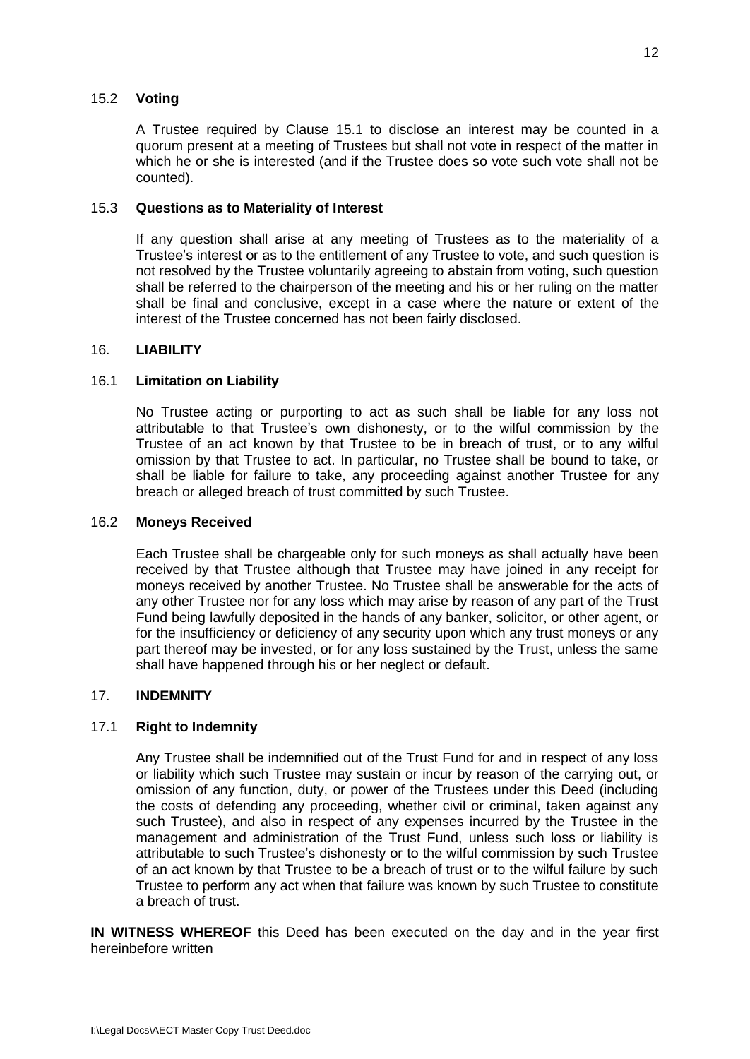### 15.2 **Voting**

A Trustee required by Clause 15.1 to disclose an interest may be counted in a quorum present at a meeting of Trustees but shall not vote in respect of the matter in which he or she is interested (and if the Trustee does so vote such vote shall not be counted).

### 15.3 **Questions as to Materiality of Interest**

If any question shall arise at any meeting of Trustees as to the materiality of a Trustee's interest or as to the entitlement of any Trustee to vote, and such question is not resolved by the Trustee voluntarily agreeing to abstain from voting, such question shall be referred to the chairperson of the meeting and his or her ruling on the matter shall be final and conclusive, except in a case where the nature or extent of the interest of the Trustee concerned has not been fairly disclosed.

## 16. **LIABILITY**

### 16.1 **Limitation on Liability**

No Trustee acting or purporting to act as such shall be liable for any loss not attributable to that Trustee's own dishonesty, or to the wilful commission by the Trustee of an act known by that Trustee to be in breach of trust, or to any wilful omission by that Trustee to act. In particular, no Trustee shall be bound to take, or shall be liable for failure to take, any proceeding against another Trustee for any breach or alleged breach of trust committed by such Trustee.

### 16.2 **Moneys Received**

Each Trustee shall be chargeable only for such moneys as shall actually have been received by that Trustee although that Trustee may have joined in any receipt for moneys received by another Trustee. No Trustee shall be answerable for the acts of any other Trustee nor for any loss which may arise by reason of any part of the Trust Fund being lawfully deposited in the hands of any banker, solicitor, or other agent, or for the insufficiency or deficiency of any security upon which any trust moneys or any part thereof may be invested, or for any loss sustained by the Trust, unless the same shall have happened through his or her neglect or default.

## 17. **INDEMNITY**

### 17.1 **Right to Indemnity**

Any Trustee shall be indemnified out of the Trust Fund for and in respect of any loss or liability which such Trustee may sustain or incur by reason of the carrying out, or omission of any function, duty, or power of the Trustees under this Deed (including the costs of defending any proceeding, whether civil or criminal, taken against any such Trustee), and also in respect of any expenses incurred by the Trustee in the management and administration of the Trust Fund, unless such loss or liability is attributable to such Trustee's dishonesty or to the wilful commission by such Trustee of an act known by that Trustee to be a breach of trust or to the wilful failure by such Trustee to perform any act when that failure was known by such Trustee to constitute a breach of trust.

**IN WITNESS WHEREOF** this Deed has been executed on the day and in the year first hereinbefore written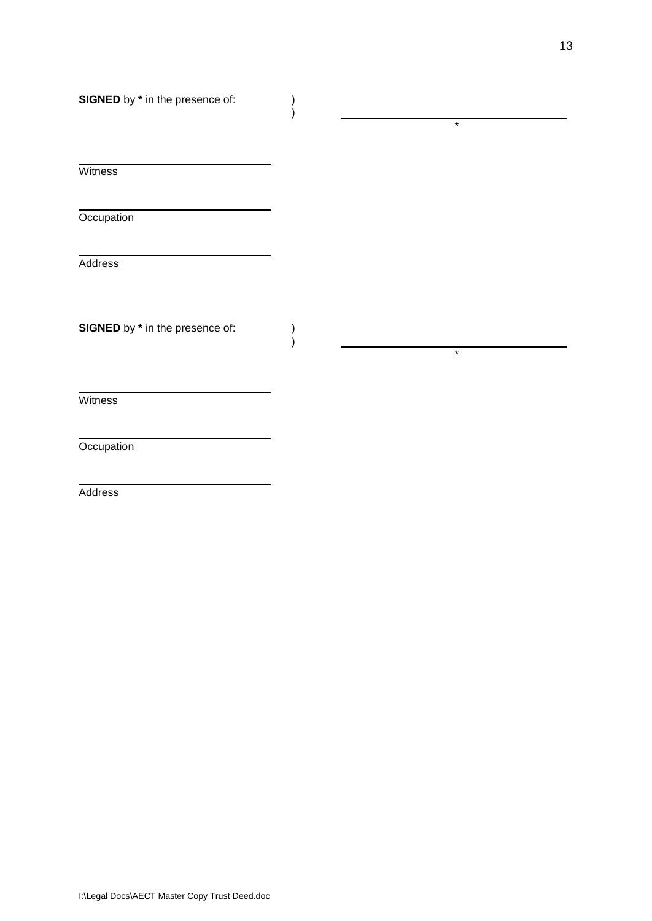**SIGNED** by * in the presence of: )
)

______________________________
*

______________________________
Witness

______________________________
Occupation

______________________________
Address

**SIGNED** by * in the presence of: )
)

______________________________
*

______________________________
Witness

______________________________
Occupation

______________________________
Address

I:\Legal Docs\AECT Master Copy Trust Deed.doc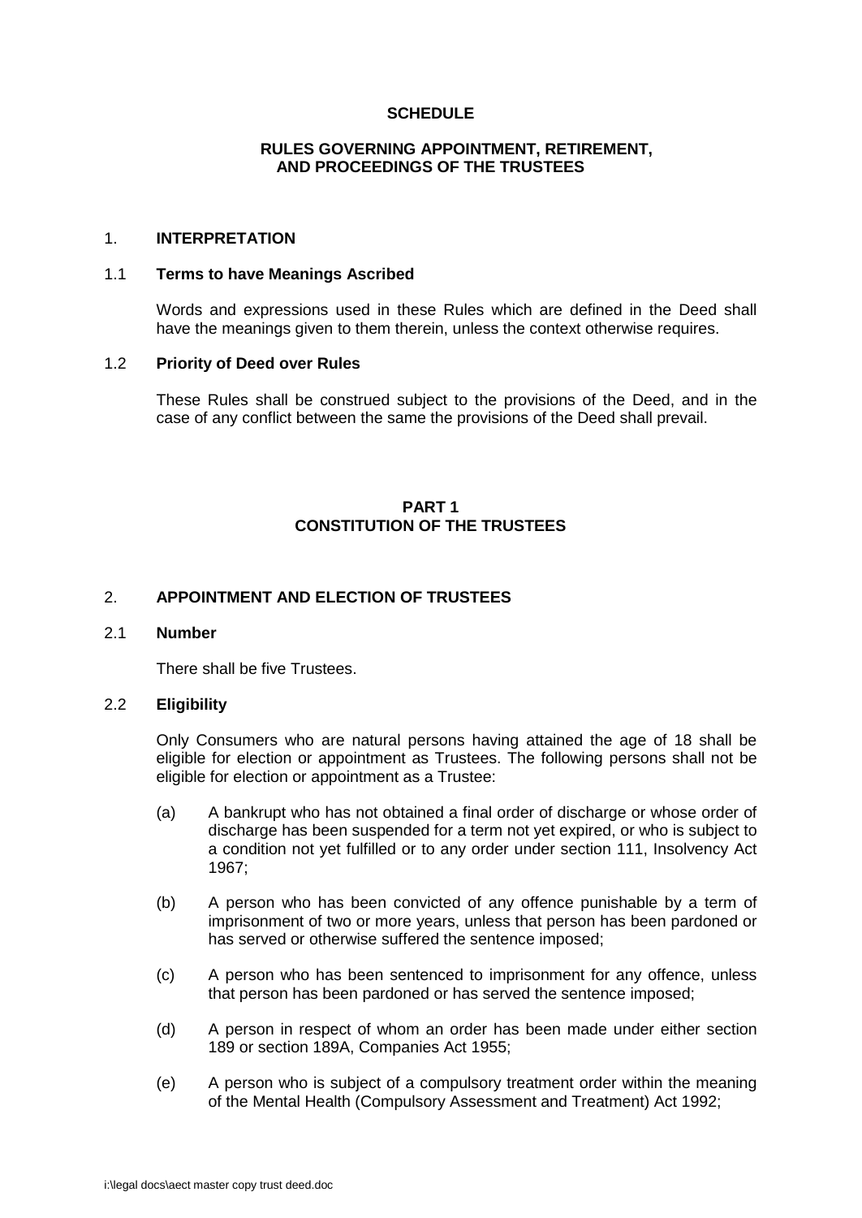## SCHEDULE

### RULES GOVERNING APPOINTMENT, RETIREMENT, AND PROCEEDINGS OF THE TRUSTEES

### 1. INTERPRETATION

**1.1 Terms to have Meanings Ascribed**

Words and expressions used in these Rules which are defined in the Deed shall have the meanings given to them therein, unless the context otherwise requires.

**1.2 Priority of Deed over Rules**

These Rules shall be construed subject to the provisions of the Deed, and in the case of any conflict between the same the provisions of the Deed shall prevail.

## PART 1
## CONSTITUTION OF THE TRUSTEES

### 2. APPOINTMENT AND ELECTION OF TRUSTEES

**2.1 Number**

There shall be five Trustees.

**2.2 Eligibility**

Only Consumers who are natural persons having attained the age of 18 shall be eligible for election or appointment as Trustees. The following persons shall not be eligible for election or appointment as a Trustee:

(a) A bankrupt who has not obtained a final order of discharge or whose order of discharge has been suspended for a term not yet expired, or who is subject to a condition not yet fulfilled or to any order under section 111, Insolvency Act 1967;

(b) A person who has been convicted of any offence punishable by a term of imprisonment of two or more years, unless that person has been pardoned or has served or otherwise suffered the sentence imposed;

(c) A person who has been sentenced to imprisonment for any offence, unless that person has been pardoned or has served the sentence imposed;

(d) A person in respect of whom an order has been made under either section 189 or section 189A, Companies Act 1955;

(e) A person who is subject of a compulsory treatment order within the meaning of the Mental Health (Compulsory Assessment and Treatment) Act 1992;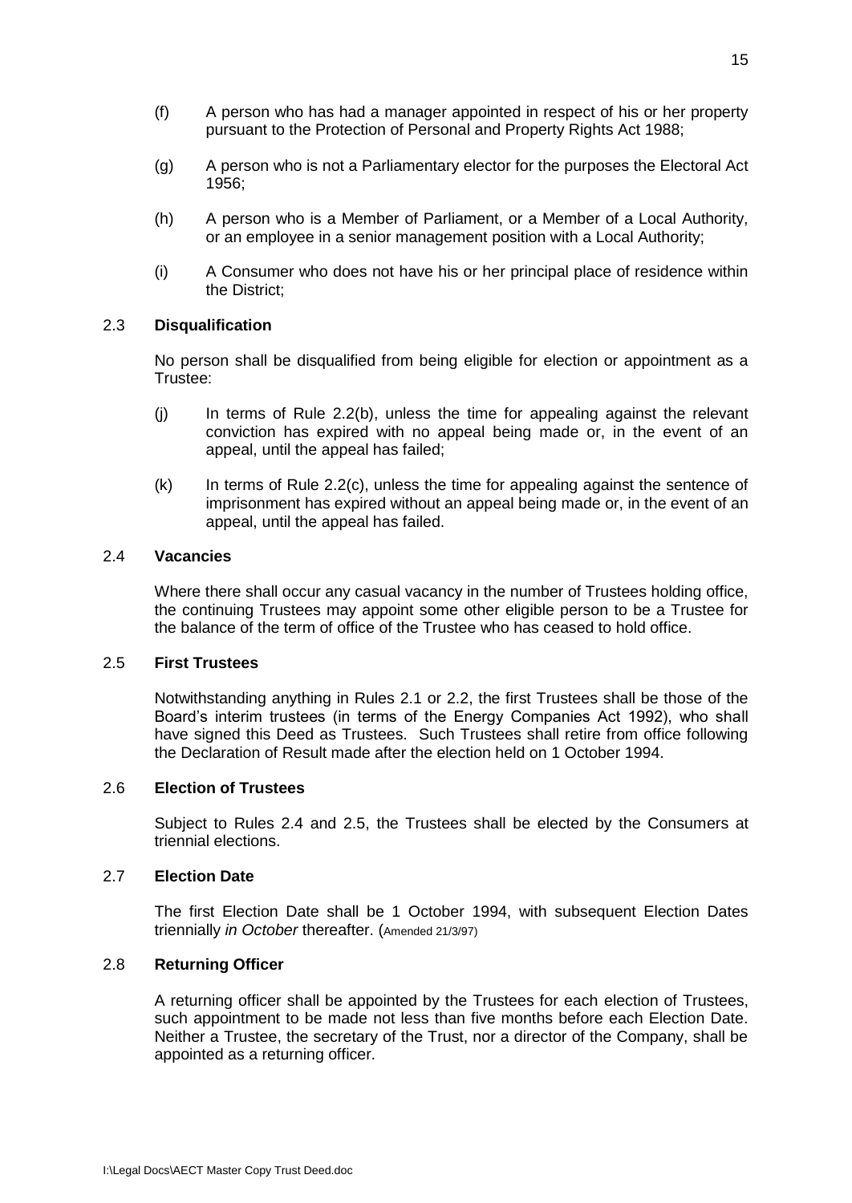(f) A person who has had a manager appointed in respect of his or her property pursuant to the Protection of Personal and Property Rights Act 1988;

(g) A person who is not a Parliamentary elector for the purposes the Electoral Act 1956;

(h) A person who is a Member of Parliament, or a Member of a Local Authority, or an employee in a senior management position with a Local Authority;

(i) A Consumer who does not have his or her principal place of residence within the District;

### 2.3 **Disqualification**

No person shall be disqualified from being eligible for election or appointment as a Trustee:

(j) In terms of Rule 2.2(b), unless the time for appealing against the relevant conviction has expired with no appeal being made or, in the event of an appeal, until the appeal has failed;

(k) In terms of Rule 2.2(c), unless the time for appealing against the sentence of imprisonment has expired without an appeal being made or, in the event of an appeal, until the appeal has failed.

### 2.4 **Vacancies**

Where there shall occur any casual vacancy in the number of Trustees holding office, the continuing Trustees may appoint some other eligible person to be a Trustee for the balance of the term of office of the Trustee who has ceased to hold office.

### 2.5 **First Trustees**

Notwithstanding anything in Rules 2.1 or 2.2, the first Trustees shall be those of the Board's interim trustees (in terms of the Energy Companies Act 1992), who shall have signed this Deed as Trustees. Such Trustees shall retire from office following the Declaration of Result made after the election held on 1 October 1994.

### 2.6 **Election of Trustees**

Subject to Rules 2.4 and 2.5, the Trustees shall be elected by the Consumers at triennial elections.

### 2.7 **Election Date**

The first Election Date shall be 1 October 1994, with subsequent Election Dates triennially *in October* thereafter. (Amended 21/3/97)

### 2.8 **Returning Officer**

A returning officer shall be appointed by the Trustees for each election of Trustees, such appointment to be made not less than five months before each Election Date. Neither a Trustee, the secretary of the Trust, nor a director of the Company, shall be appointed as a returning officer.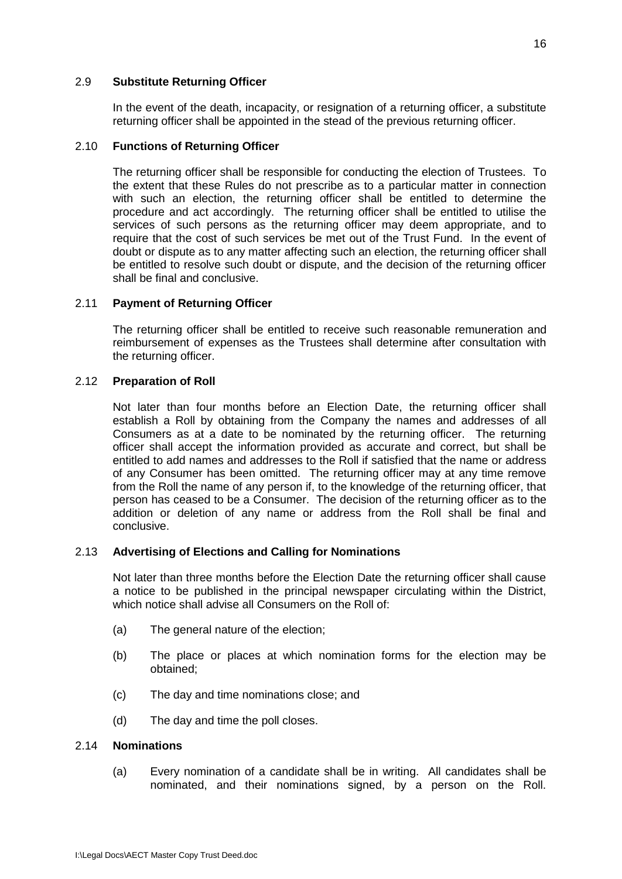### 2.9 **Substitute Returning Officer**

In the event of the death, incapacity, or resignation of a returning officer, a substitute returning officer shall be appointed in the stead of the previous returning officer.

### 2.10 **Functions of Returning Officer**

The returning officer shall be responsible for conducting the election of Trustees. To the extent that these Rules do not prescribe as to a particular matter in connection with such an election, the returning officer shall be entitled to determine the procedure and act accordingly. The returning officer shall be entitled to utilise the services of such persons as the returning officer may deem appropriate, and to require that the cost of such services be met out of the Trust Fund. In the event of doubt or dispute as to any matter affecting such an election, the returning officer shall be entitled to resolve such doubt or dispute, and the decision of the returning officer shall be final and conclusive.

### 2.11 **Payment of Returning Officer**

The returning officer shall be entitled to receive such reasonable remuneration and reimbursement of expenses as the Trustees shall determine after consultation with the returning officer.

### 2.12 **Preparation of Roll**

Not later than four months before an Election Date, the returning officer shall establish a Roll by obtaining from the Company the names and addresses of all Consumers as at a date to be nominated by the returning officer. The returning officer shall accept the information provided as accurate and correct, but shall be entitled to add names and addresses to the Roll if satisfied that the name or address of any Consumer has been omitted. The returning officer may at any time remove from the Roll the name of any person if, to the knowledge of the returning officer, that person has ceased to be a Consumer. The decision of the returning officer as to the addition or deletion of any name or address from the Roll shall be final and conclusive.

### 2.13 **Advertising of Elections and Calling for Nominations**

Not later than three months before the Election Date the returning officer shall cause a notice to be published in the principal newspaper circulating within the District, which notice shall advise all Consumers on the Roll of:

(a) The general nature of the election;

(b) The place or places at which nomination forms for the election may be obtained;

(c) The day and time nominations close; and

(d) The day and time the poll closes.

### 2.14 **Nominations**

(a) Every nomination of a candidate shall be in writing. All candidates shall be nominated, and their nominations signed, by a person on the Roll.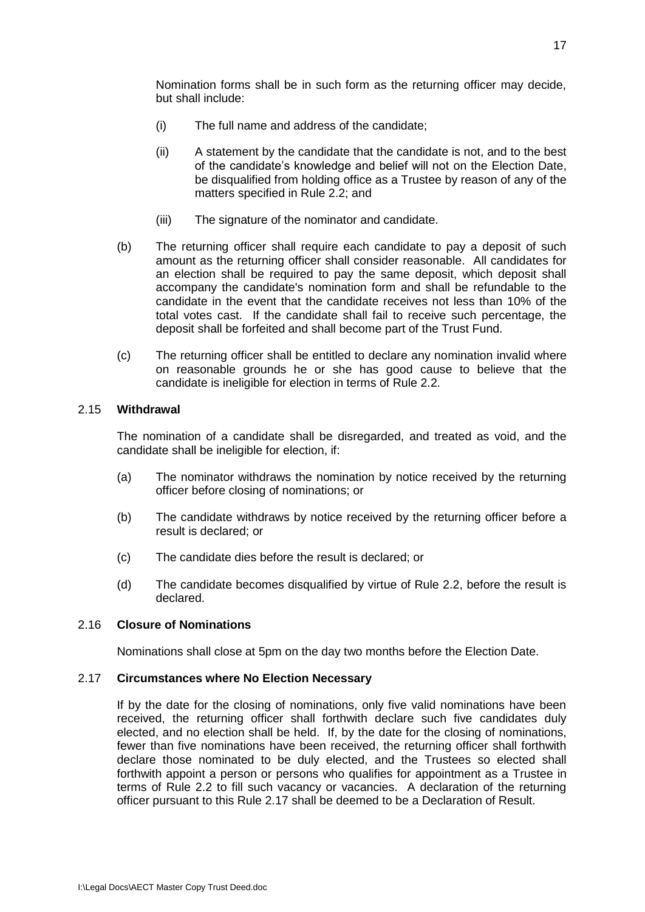Nomination forms shall be in such form as the returning officer may decide, but shall include:

(i) The full name and address of the candidate;

(ii) A statement by the candidate that the candidate is not, and to the best of the candidate's knowledge and belief will not on the Election Date, be disqualified from holding office as a Trustee by reason of any of the matters specified in Rule 2.2; and

(iii) The signature of the nominator and candidate.

(b) The returning officer shall require each candidate to pay a deposit of such amount as the returning officer shall consider reasonable. All candidates for an election shall be required to pay the same deposit, which deposit shall accompany the candidate's nomination form and shall be refundable to the candidate in the event that the candidate receives not less than 10% of the total votes cast. If the candidate shall fail to receive such percentage, the deposit shall be forfeited and shall become part of the Trust Fund.

(c) The returning officer shall be entitled to declare any nomination invalid where on reasonable grounds he or she has good cause to believe that the candidate is ineligible for election in terms of Rule 2.2.

### 2.15 **Withdrawal**

The nomination of a candidate shall be disregarded, and treated as void, and the candidate shall be ineligible for election, if:

(a) The nominator withdraws the nomination by notice received by the returning officer before closing of nominations; or

(b) The candidate withdraws by notice received by the returning officer before a result is declared; or

(c) The candidate dies before the result is declared; or

(d) The candidate becomes disqualified by virtue of Rule 2.2, before the result is declared.

### 2.16 **Closure of Nominations**

Nominations shall close at 5pm on the day two months before the Election Date.

### 2.17 **Circumstances where No Election Necessary**

If by the date for the closing of nominations, only five valid nominations have been received, the returning officer shall forthwith declare such five candidates duly elected, and no election shall be held. If, by the date for the closing of nominations, fewer than five nominations have been received, the returning officer shall forthwith declare those nominated to be duly elected, and the Trustees so elected shall forthwith appoint a person or persons who qualifies for appointment as a Trustee in terms of Rule 2.2 to fill such vacancy or vacancies. A declaration of the returning officer pursuant to this Rule 2.17 shall be deemed to be a Declaration of Result.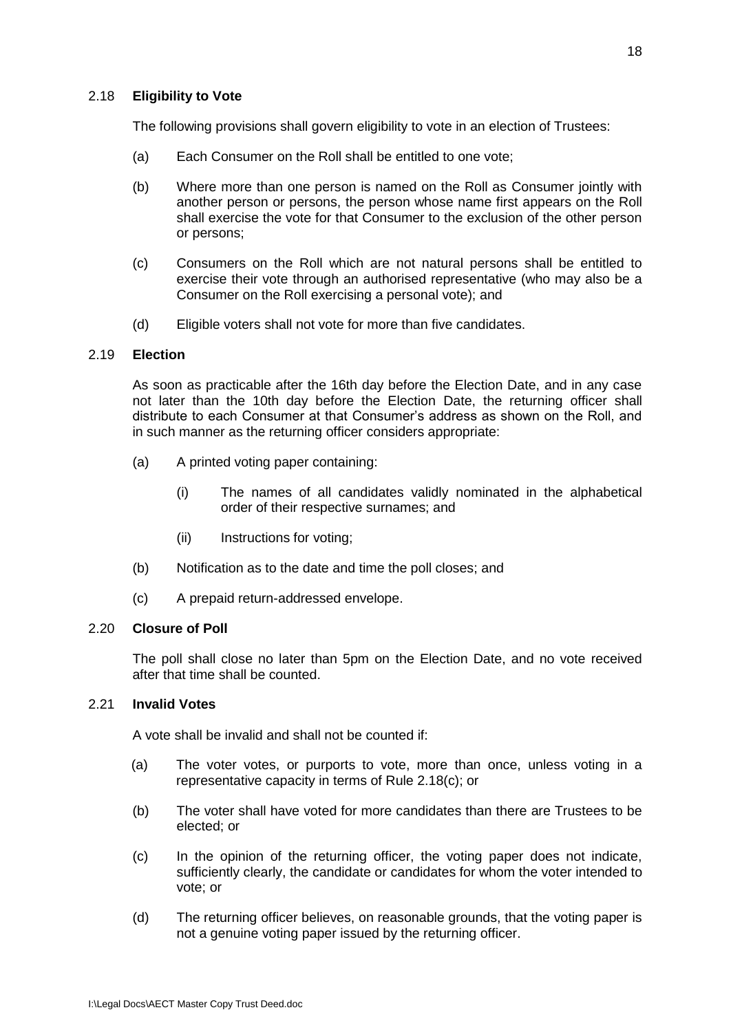### 2.18 **Eligibility to Vote**

The following provisions shall govern eligibility to vote in an election of Trustees:

(a) Each Consumer on the Roll shall be entitled to one vote;

(b) Where more than one person is named on the Roll as Consumer jointly with another person or persons, the person whose name first appears on the Roll shall exercise the vote for that Consumer to the exclusion of the other person or persons;

(c) Consumers on the Roll which are not natural persons shall be entitled to exercise their vote through an authorised representative (who may also be a Consumer on the Roll exercising a personal vote); and

(d) Eligible voters shall not vote for more than five candidates.

### 2.19 **Election**

As soon as practicable after the 16th day before the Election Date, and in any case not later than the 10th day before the Election Date, the returning officer shall distribute to each Consumer at that Consumer's address as shown on the Roll, and in such manner as the returning officer considers appropriate:

(a) A printed voting paper containing:

 (i) The names of all candidates validly nominated in the alphabetical order of their respective surnames; and

 (ii) Instructions for voting;

(b) Notification as to the date and time the poll closes; and

(c) A prepaid return-addressed envelope.

### 2.20 **Closure of Poll**

The poll shall close no later than 5pm on the Election Date, and no vote received after that time shall be counted.

### 2.21 **Invalid Votes**

A vote shall be invalid and shall not be counted if:

(a) The voter votes, or purports to vote, more than once, unless voting in a representative capacity in terms of Rule 2.18(c); or

(b) The voter shall have voted for more candidates than there are Trustees to be elected; or

(c) In the opinion of the returning officer, the voting paper does not indicate, sufficiently clearly, the candidate or candidates for whom the voter intended to vote; or

(d) The returning officer believes, on reasonable grounds, that the voting paper is not a genuine voting paper issued by the returning officer.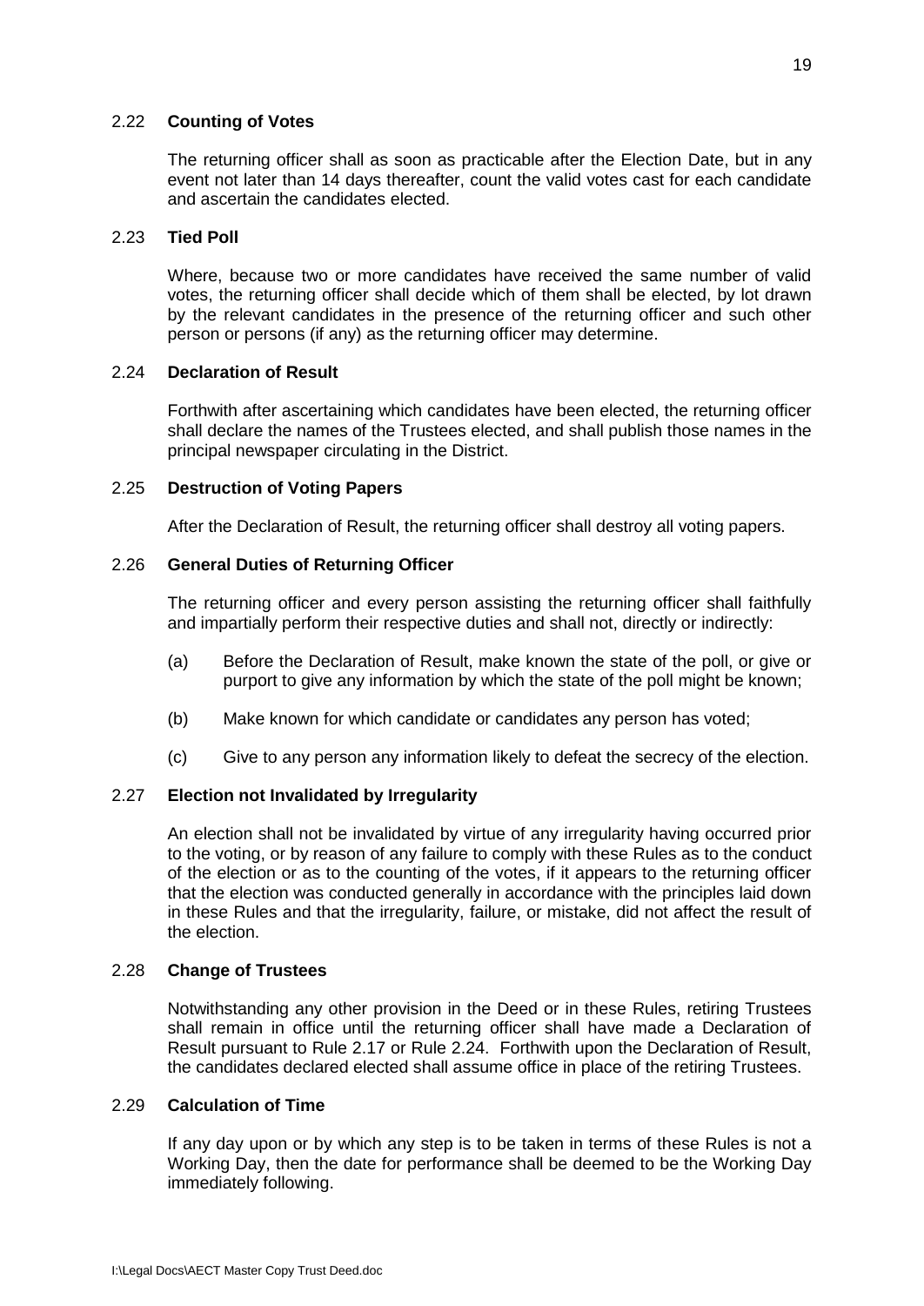### 2.22 **Counting of Votes**

The returning officer shall as soon as practicable after the Election Date, but in any event not later than 14 days thereafter, count the valid votes cast for each candidate and ascertain the candidates elected.

### 2.23 **Tied Poll**

Where, because two or more candidates have received the same number of valid votes, the returning officer shall decide which of them shall be elected, by lot drawn by the relevant candidates in the presence of the returning officer and such other person or persons (if any) as the returning officer may determine.

### 2.24 **Declaration of Result**

Forthwith after ascertaining which candidates have been elected, the returning officer shall declare the names of the Trustees elected, and shall publish those names in the principal newspaper circulating in the District.

### 2.25 **Destruction of Voting Papers**

After the Declaration of Result, the returning officer shall destroy all voting papers.

### 2.26 **General Duties of Returning Officer**

The returning officer and every person assisting the returning officer shall faithfully and impartially perform their respective duties and shall not, directly or indirectly:

(a) Before the Declaration of Result, make known the state of the poll, or give or purport to give any information by which the state of the poll might be known;

(b) Make known for which candidate or candidates any person has voted;

(c) Give to any person any information likely to defeat the secrecy of the election.

### 2.27 **Election not Invalidated by Irregularity**

An election shall not be invalidated by virtue of any irregularity having occurred prior to the voting, or by reason of any failure to comply with these Rules as to the conduct of the election or as to the counting of the votes, if it appears to the returning officer that the election was conducted generally in accordance with the principles laid down in these Rules and that the irregularity, failure, or mistake, did not affect the result of the election.

### 2.28 **Change of Trustees**

Notwithstanding any other provision in the Deed or in these Rules, retiring Trustees shall remain in office until the returning officer shall have made a Declaration of Result pursuant to Rule 2.17 or Rule 2.24. Forthwith upon the Declaration of Result, the candidates declared elected shall assume office in place of the retiring Trustees.

### 2.29 **Calculation of Time**

If any day upon or by which any step is to be taken in terms of these Rules is not a Working Day, then the date for performance shall be deemed to be the Working Day immediately following.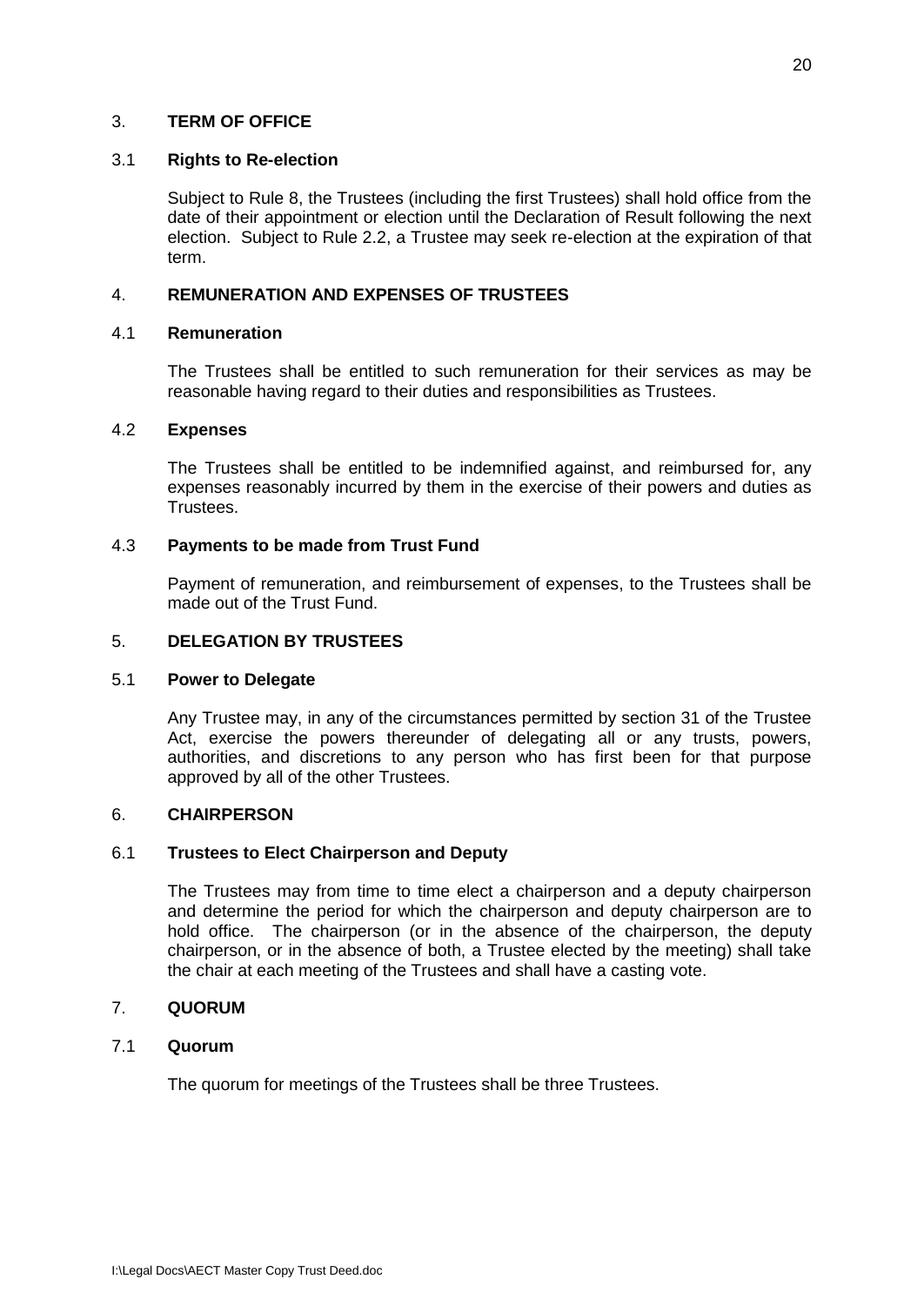## 3. TERM OF OFFICE

### 3.1 Rights to Re-election

Subject to Rule 8, the Trustees (including the first Trustees) shall hold office from the date of their appointment or election until the Declaration of Result following the next election. Subject to Rule 2.2, a Trustee may seek re-election at the expiration of that term.

## 4. REMUNERATION AND EXPENSES OF TRUSTEES

### 4.1 Remuneration

The Trustees shall be entitled to such remuneration for their services as may be reasonable having regard to their duties and responsibilities as Trustees.

### 4.2 Expenses

The Trustees shall be entitled to be indemnified against, and reimbursed for, any expenses reasonably incurred by them in the exercise of their powers and duties as Trustees.

### 4.3 Payments to be made from Trust Fund

Payment of remuneration, and reimbursement of expenses, to the Trustees shall be made out of the Trust Fund.

## 5. DELEGATION BY TRUSTEES

### 5.1 Power to Delegate

Any Trustee may, in any of the circumstances permitted by section 31 of the Trustee Act, exercise the powers thereunder of delegating all or any trusts, powers, authorities, and discretions to any person who has first been for that purpose approved by all of the other Trustees.

## 6. CHAIRPERSON

### 6.1 Trustees to Elect Chairperson and Deputy

The Trustees may from time to time elect a chairperson and a deputy chairperson and determine the period for which the chairperson and deputy chairperson are to hold office. The chairperson (or in the absence of the chairperson, the deputy chairperson, or in the absence of both, a Trustee elected by the meeting) shall take the chair at each meeting of the Trustees and shall have a casting vote.

## 7. QUORUM

### 7.1 Quorum

The quorum for meetings of the Trustees shall be three Trustees.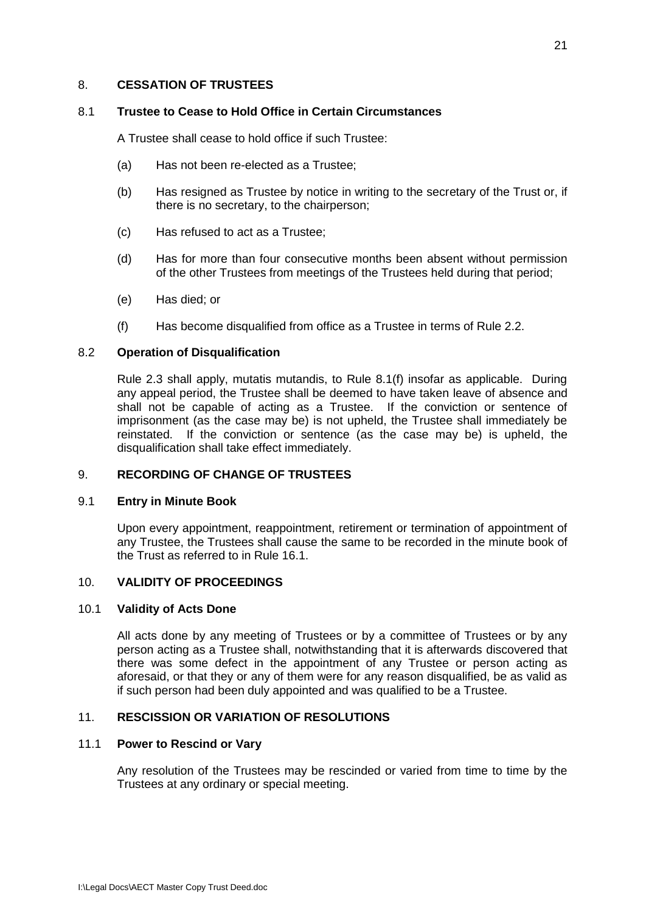## 8. CESSATION OF TRUSTEES

### 8.1 Trustee to Cease to Hold Office in Certain Circumstances

A Trustee shall cease to hold office if such Trustee:

(a) Has not been re-elected as a Trustee;

(b) Has resigned as Trustee by notice in writing to the secretary of the Trust or, if there is no secretary, to the chairperson;

(c) Has refused to act as a Trustee;

(d) Has for more than four consecutive months been absent without permission of the other Trustees from meetings of the Trustees held during that period;

(e) Has died; or

(f) Has become disqualified from office as a Trustee in terms of Rule 2.2.

### 8.2 Operation of Disqualification

Rule 2.3 shall apply, mutatis mutandis, to Rule 8.1(f) insofar as applicable. During any appeal period, the Trustee shall be deemed to have taken leave of absence and shall not be capable of acting as a Trustee. If the conviction or sentence of imprisonment (as the case may be) is not upheld, the Trustee shall immediately be reinstated. If the conviction or sentence (as the case may be) is upheld, the disqualification shall take effect immediately.

## 9. RECORDING OF CHANGE OF TRUSTEES

### 9.1 Entry in Minute Book

Upon every appointment, reappointment, retirement or termination of appointment of any Trustee, the Trustees shall cause the same to be recorded in the minute book of the Trust as referred to in Rule 16.1.

## 10. VALIDITY OF PROCEEDINGS

### 10.1 Validity of Acts Done

All acts done by any meeting of Trustees or by a committee of Trustees or by any person acting as a Trustee shall, notwithstanding that it is afterwards discovered that there was some defect in the appointment of any Trustee or person acting as aforesaid, or that they or any of them were for any reason disqualified, be as valid as if such person had been duly appointed and was qualified to be a Trustee.

## 11. RESCISSION OR VARIATION OF RESOLUTIONS

### 11.1 Power to Rescind or Vary

Any resolution of the Trustees may be rescinded or varied from time to time by the Trustees at any ordinary or special meeting.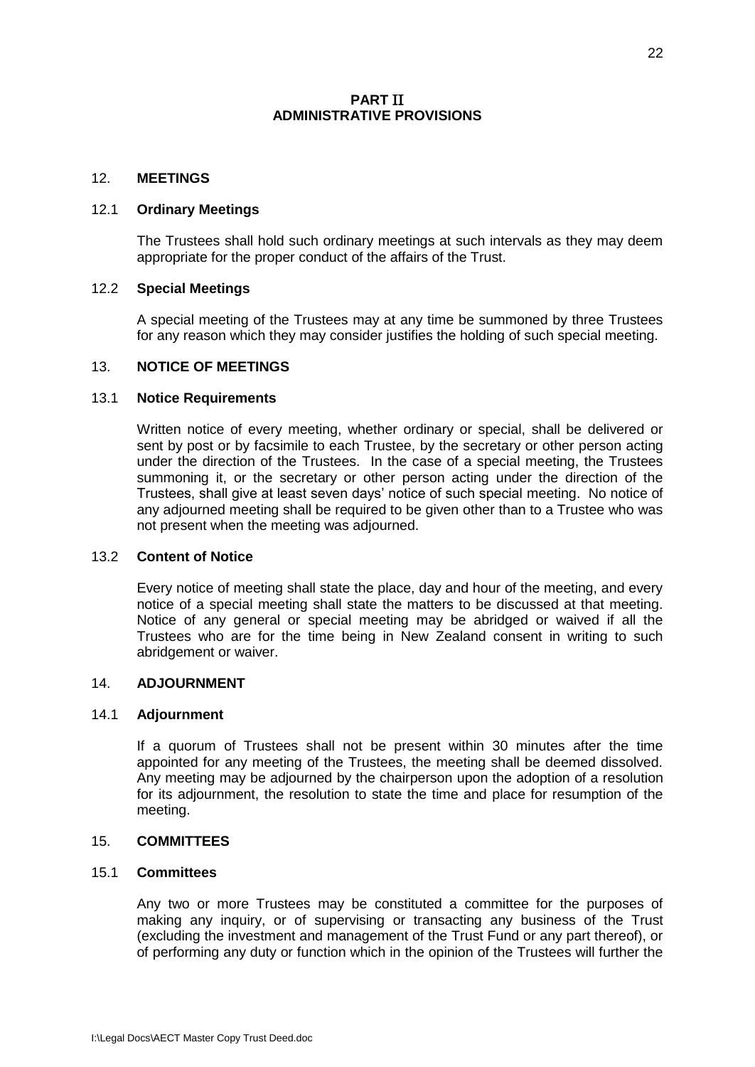## PART II
## ADMINISTRATIVE PROVISIONS

### 12. MEETINGS

#### 12.1 Ordinary Meetings

The Trustees shall hold such ordinary meetings at such intervals as they may deem appropriate for the proper conduct of the affairs of the Trust.

#### 12.2 Special Meetings

A special meeting of the Trustees may at any time be summoned by three Trustees for any reason which they may consider justifies the holding of such special meeting.

### 13. NOTICE OF MEETINGS

#### 13.1 Notice Requirements

Written notice of every meeting, whether ordinary or special, shall be delivered or sent by post or by facsimile to each Trustee, by the secretary or other person acting under the direction of the Trustees. In the case of a special meeting, the Trustees summoning it, or the secretary or other person acting under the direction of the Trustees, shall give at least seven days' notice of such special meeting. No notice of any adjourned meeting shall be required to be given other than to a Trustee who was not present when the meeting was adjourned.

#### 13.2 Content of Notice

Every notice of meeting shall state the place, day and hour of the meeting, and every notice of a special meeting shall state the matters to be discussed at that meeting. Notice of any general or special meeting may be abridged or waived if all the Trustees who are for the time being in New Zealand consent in writing to such abridgement or waiver.

### 14. ADJOURNMENT

#### 14.1 Adjournment

If a quorum of Trustees shall not be present within 30 minutes after the time appointed for any meeting of the Trustees, the meeting shall be deemed dissolved. Any meeting may be adjourned by the chairperson upon the adoption of a resolution for its adjournment, the resolution to state the time and place for resumption of the meeting.

### 15. COMMITTEES

#### 15.1 Committees

Any two or more Trustees may be constituted a committee for the purposes of making any inquiry, or of supervising or transacting any business of the Trust (excluding the investment and management of the Trust Fund or any part thereof), or of performing any duty or function which in the opinion of the Trustees will further the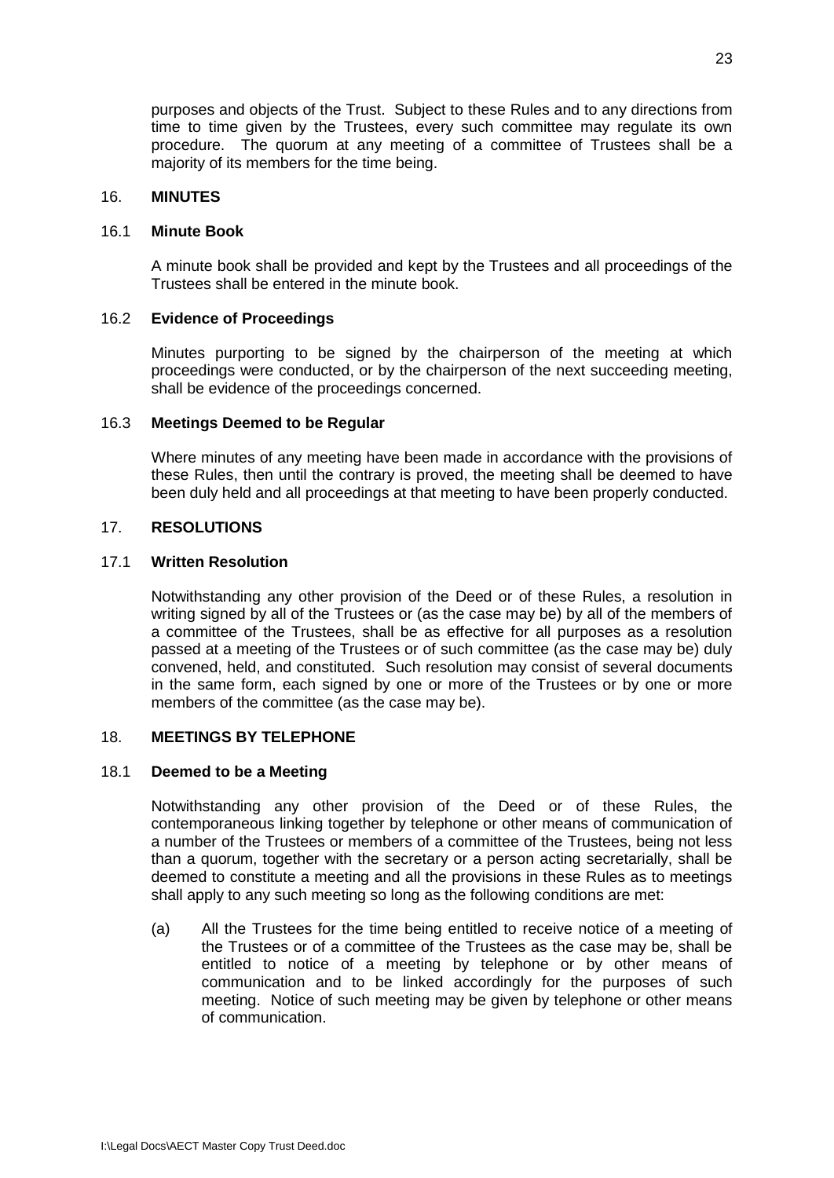purposes and objects of the Trust. Subject to these Rules and to any directions from time to time given by the Trustees, every such committee may regulate its own procedure. The quorum at any meeting of a committee of Trustees shall be a majority of its members for the time being.

## 16. MINUTES

### 16.1 Minute Book

A minute book shall be provided and kept by the Trustees and all proceedings of the Trustees shall be entered in the minute book.

### 16.2 Evidence of Proceedings

Minutes purporting to be signed by the chairperson of the meeting at which proceedings were conducted, or by the chairperson of the next succeeding meeting, shall be evidence of the proceedings concerned.

### 16.3 Meetings Deemed to be Regular

Where minutes of any meeting have been made in accordance with the provisions of these Rules, then until the contrary is proved, the meeting shall be deemed to have been duly held and all proceedings at that meeting to have been properly conducted.

## 17. RESOLUTIONS

### 17.1 Written Resolution

Notwithstanding any other provision of the Deed or of these Rules, a resolution in writing signed by all of the Trustees or (as the case may be) by all of the members of a committee of the Trustees, shall be as effective for all purposes as a resolution passed at a meeting of the Trustees or of such committee (as the case may be) duly convened, held, and constituted. Such resolution may consist of several documents in the same form, each signed by one or more of the Trustees or by one or more members of the committee (as the case may be).

## 18. MEETINGS BY TELEPHONE

### 18.1 Deemed to be a Meeting

Notwithstanding any other provision of the Deed or of these Rules, the contemporaneous linking together by telephone or other means of communication of a number of the Trustees or members of a committee of the Trustees, being not less than a quorum, together with the secretary or a person acting secretarially, shall be deemed to constitute a meeting and all the provisions in these Rules as to meetings shall apply to any such meeting so long as the following conditions are met:

(a) All the Trustees for the time being entitled to receive notice of a meeting of the Trustees or of a committee of the Trustees as the case may be, shall be entitled to notice of a meeting by telephone or by other means of communication and to be linked accordingly for the purposes of such meeting. Notice of such meeting may be given by telephone or other means of communication.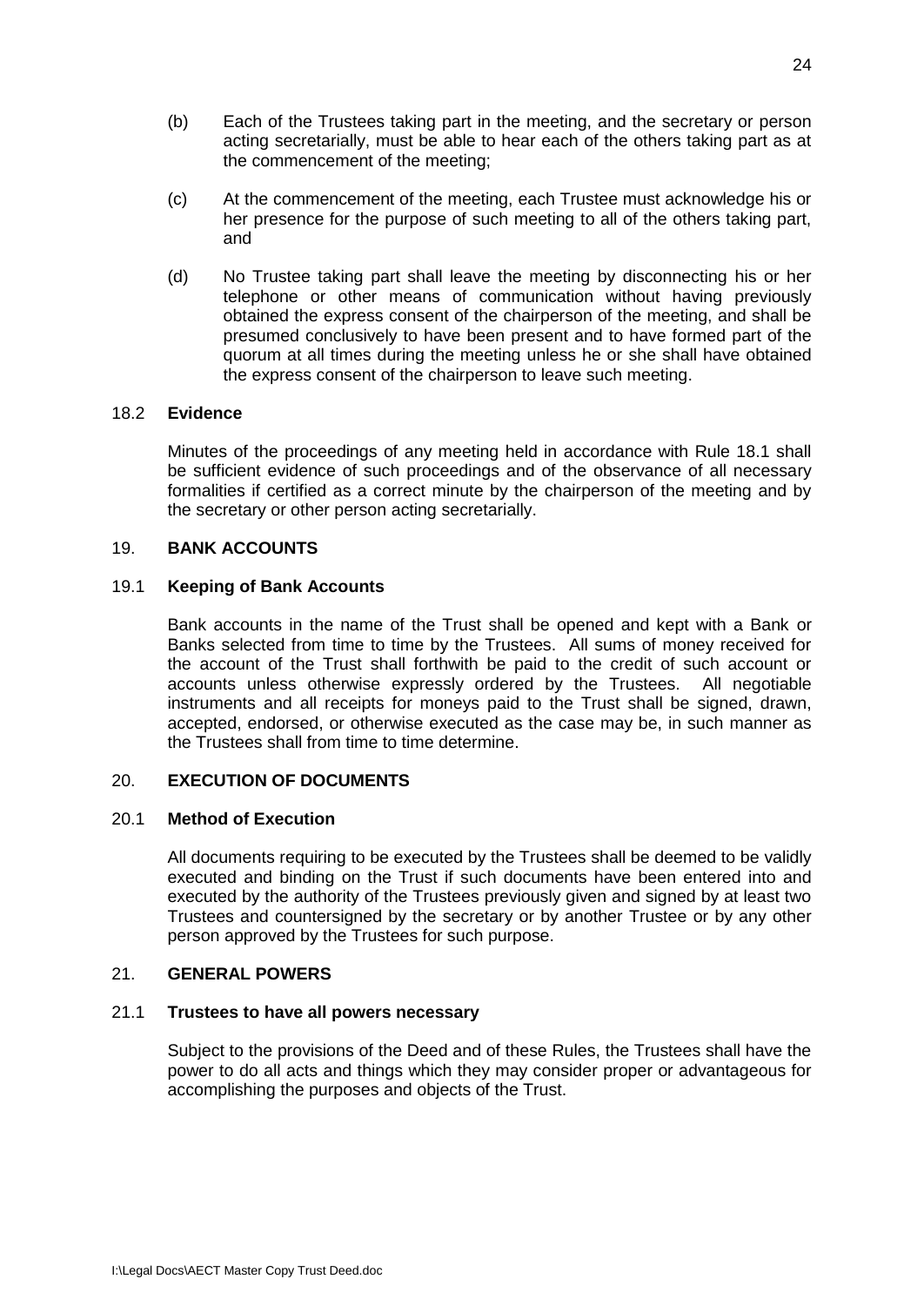(b) Each of the Trustees taking part in the meeting, and the secretary or person acting secretarially, must be able to hear each of the others taking part as at the commencement of the meeting;

(c) At the commencement of the meeting, each Trustee must acknowledge his or her presence for the purpose of such meeting to all of the others taking part, and

(d) No Trustee taking part shall leave the meeting by disconnecting his or her telephone or other means of communication without having previously obtained the express consent of the chairperson of the meeting, and shall be presumed conclusively to have been present and to have formed part of the quorum at all times during the meeting unless he or she shall have obtained the express consent of the chairperson to leave such meeting.

### 18.2 **Evidence**

Minutes of the proceedings of any meeting held in accordance with Rule 18.1 shall be sufficient evidence of such proceedings and of the observance of all necessary formalities if certified as a correct minute by the chairperson of the meeting and by the secretary or other person acting secretarially.

## 19. **BANK ACCOUNTS**

### 19.1 **Keeping of Bank Accounts**

Bank accounts in the name of the Trust shall be opened and kept with a Bank or Banks selected from time to time by the Trustees. All sums of money received for the account of the Trust shall forthwith be paid to the credit of such account or accounts unless otherwise expressly ordered by the Trustees. All negotiable instruments and all receipts for moneys paid to the Trust shall be signed, drawn, accepted, endorsed, or otherwise executed as the case may be, in such manner as the Trustees shall from time to time determine.

## 20. **EXECUTION OF DOCUMENTS**

### 20.1 **Method of Execution**

All documents requiring to be executed by the Trustees shall be deemed to be validly executed and binding on the Trust if such documents have been entered into and executed by the authority of the Trustees previously given and signed by at least two Trustees and countersigned by the secretary or by another Trustee or by any other person approved by the Trustees for such purpose.

## 21. **GENERAL POWERS**

### 21.1 **Trustees to have all powers necessary**

Subject to the provisions of the Deed and of these Rules, the Trustees shall have the power to do all acts and things which they may consider proper or advantageous for accomplishing the purposes and objects of the Trust.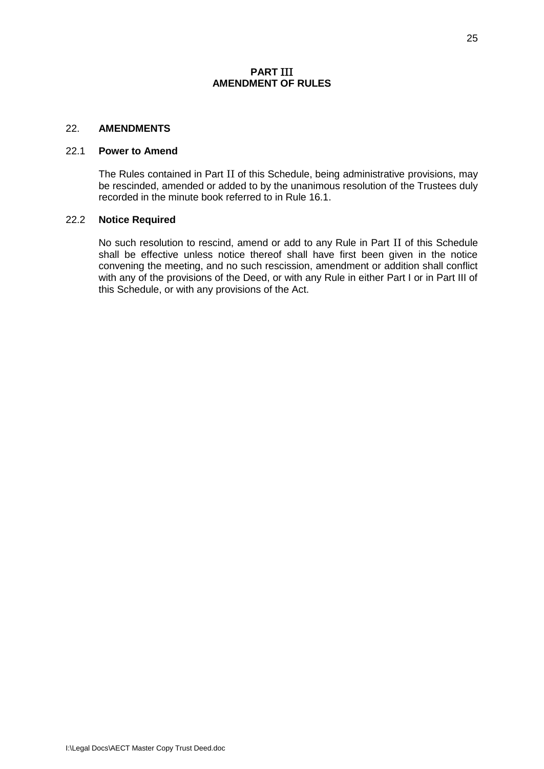# PART III
# AMENDMENT OF RULES

## 22. AMENDMENTS

### 22.1 Power to Amend

The Rules contained in Part II of this Schedule, being administrative provisions, may be rescinded, amended or added to by the unanimous resolution of the Trustees duly recorded in the minute book referred to in Rule 16.1.

### 22.2 Notice Required

No such resolution to rescind, amend or add to any Rule in Part II of this Schedule shall be effective unless notice thereof shall have first been given in the notice convening the meeting, and no such rescission, amendment or addition shall conflict with any of the provisions of the Deed, or with any Rule in either Part I or in Part III of this Schedule, or with any provisions of the Act.

I:\Legal Docs\AECT Master Copy Trust Deed.doc